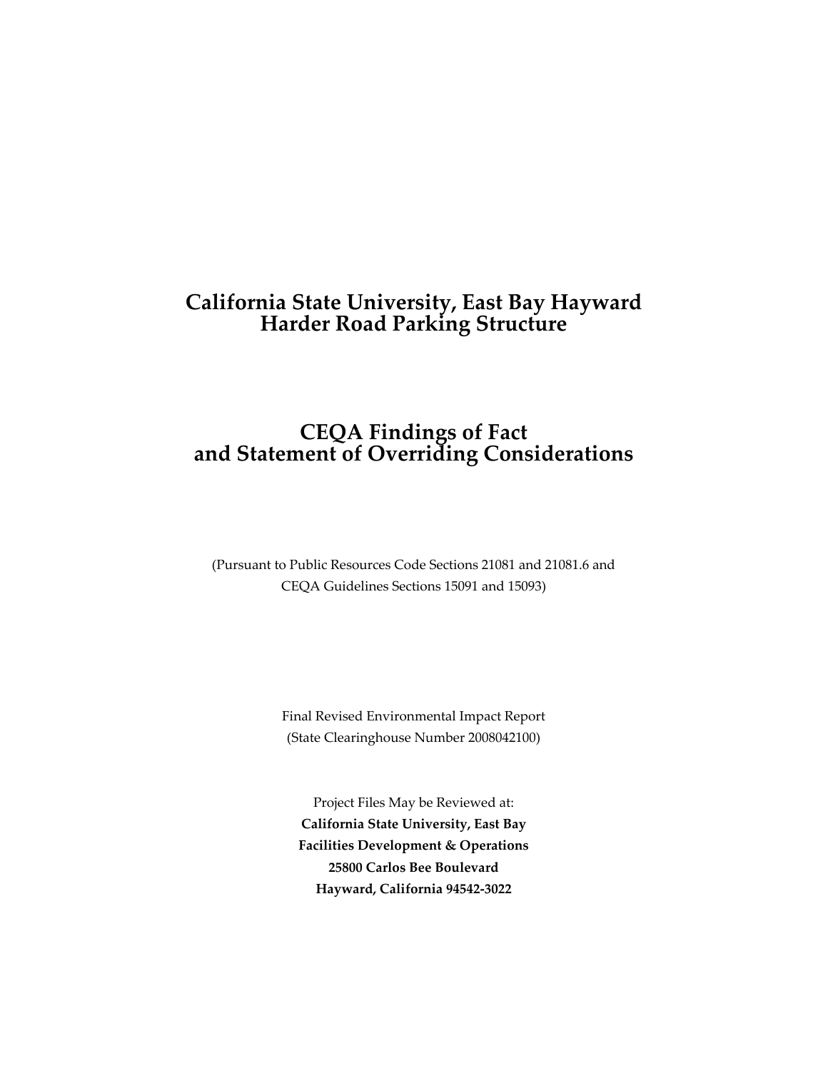# California State University, East Bay Hayward
# Harder Road Parking Structure

# CEQA Findings of Fact
# and Statement of Overriding Considerations

(Pursuant to Public Resources Code Sections 21081 and 21081.6 and
CEQA Guidelines Sections 15091 and 15093)

Final Revised Environmental Impact Report
(State Clearinghouse Number 2008042100)

Project Files May be Reviewed at:
**California State University, East Bay**
**Facilities Development & Operations**
**25800 Carlos Bee Boulevard**
**Hayward, California 94542-3022**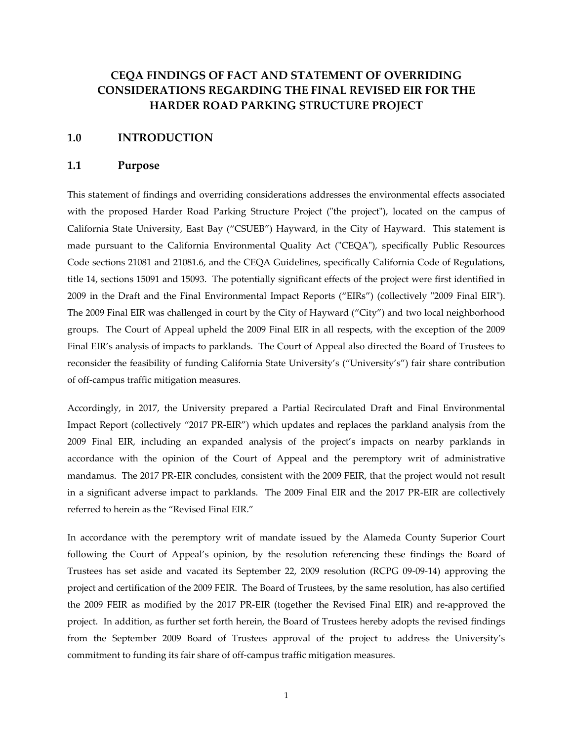# CEQA FINDINGS OF FACT AND STATEMENT OF OVERRIDING CONSIDERATIONS REGARDING THE FINAL REVISED EIR FOR THE HARDER ROAD PARKING STRUCTURE PROJECT

## 1.0 INTRODUCTION

### 1.1 Purpose

This statement of findings and overriding considerations addresses the environmental effects associated with the proposed Harder Road Parking Structure Project ("the project"), located on the campus of California State University, East Bay ("CSUEB") Hayward, in the City of Hayward. This statement is made pursuant to the California Environmental Quality Act ("CEQA"), specifically Public Resources Code sections 21081 and 21081.6, and the CEQA Guidelines, specifically California Code of Regulations, title 14, sections 15091 and 15093. The potentially significant effects of the project were first identified in 2009 in the Draft and the Final Environmental Impact Reports ("EIRs") (collectively "2009 Final EIR"). The 2009 Final EIR was challenged in court by the City of Hayward ("City") and two local neighborhood groups. The Court of Appeal upheld the 2009 Final EIR in all respects, with the exception of the 2009 Final EIR's analysis of impacts to parklands. The Court of Appeal also directed the Board of Trustees to reconsider the feasibility of funding California State University's ("University's") fair share contribution of off-campus traffic mitigation measures.

Accordingly, in 2017, the University prepared a Partial Recirculated Draft and Final Environmental Impact Report (collectively "2017 PR-EIR") which updates and replaces the parkland analysis from the 2009 Final EIR, including an expanded analysis of the project's impacts on nearby parklands in accordance with the opinion of the Court of Appeal and the peremptory writ of administrative mandamus. The 2017 PR-EIR concludes, consistent with the 2009 FEIR, that the project would not result in a significant adverse impact to parklands. The 2009 Final EIR and the 2017 PR-EIR are collectively referred to herein as the "Revised Final EIR."

In accordance with the peremptory writ of mandate issued by the Alameda County Superior Court following the Court of Appeal's opinion, by the resolution referencing these findings the Board of Trustees has set aside and vacated its September 22, 2009 resolution (RCPG 09-09-14) approving the project and certification of the 2009 FEIR. The Board of Trustees, by the same resolution, has also certified the 2009 FEIR as modified by the 2017 PR-EIR (together the Revised Final EIR) and re-approved the project. In addition, as further set forth herein, the Board of Trustees hereby adopts the revised findings from the September 2009 Board of Trustees approval of the project to address the University's commitment to funding its fair share of off-campus traffic mitigation measures.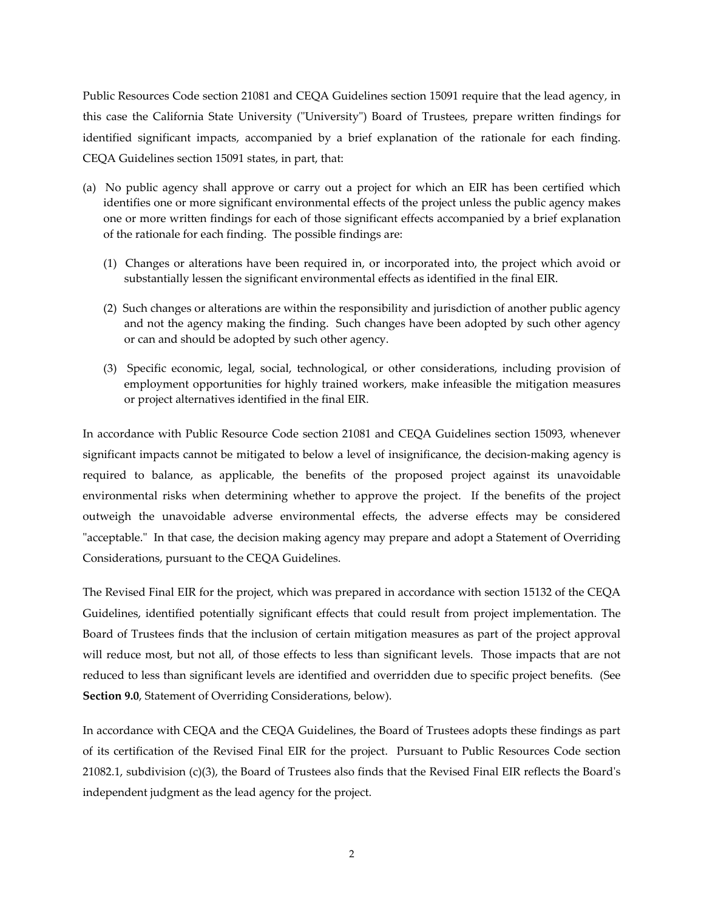Public Resources Code section 21081 and CEQA Guidelines section 15091 require that the lead agency, in this case the California State University ("University") Board of Trustees, prepare written findings for identified significant impacts, accompanied by a brief explanation of the rationale for each finding. CEQA Guidelines section 15091 states, in part, that:

(a) No public agency shall approve or carry out a project for which an EIR has been certified which identifies one or more significant environmental effects of the project unless the public agency makes one or more written findings for each of those significant effects accompanied by a brief explanation of the rationale for each finding. The possible findings are:

  (1) Changes or alterations have been required in, or incorporated into, the project which avoid or substantially lessen the significant environmental effects as identified in the final EIR.

  (2) Such changes or alterations are within the responsibility and jurisdiction of another public agency and not the agency making the finding. Such changes have been adopted by such other agency or can and should be adopted by such other agency.

  (3) Specific economic, legal, social, technological, or other considerations, including provision of employment opportunities for highly trained workers, make infeasible the mitigation measures or project alternatives identified in the final EIR.

In accordance with Public Resource Code section 21081 and CEQA Guidelines section 15093, whenever significant impacts cannot be mitigated to below a level of insignificance, the decision-making agency is required to balance, as applicable, the benefits of the proposed project against its unavoidable environmental risks when determining whether to approve the project. If the benefits of the project outweigh the unavoidable adverse environmental effects, the adverse effects may be considered "acceptable." In that case, the decision making agency may prepare and adopt a Statement of Overriding Considerations, pursuant to the CEQA Guidelines.

The Revised Final EIR for the project, which was prepared in accordance with section 15132 of the CEQA Guidelines, identified potentially significant effects that could result from project implementation. The Board of Trustees finds that the inclusion of certain mitigation measures as part of the project approval will reduce most, but not all, of those effects to less than significant levels. Those impacts that are not reduced to less than significant levels are identified and overridden due to specific project benefits. (See **Section 9.0**, Statement of Overriding Considerations, below).

In accordance with CEQA and the CEQA Guidelines, the Board of Trustees adopts these findings as part of its certification of the Revised Final EIR for the project. Pursuant to Public Resources Code section 21082.1, subdivision (c)(3), the Board of Trustees also finds that the Revised Final EIR reflects the Board's independent judgment as the lead agency for the project.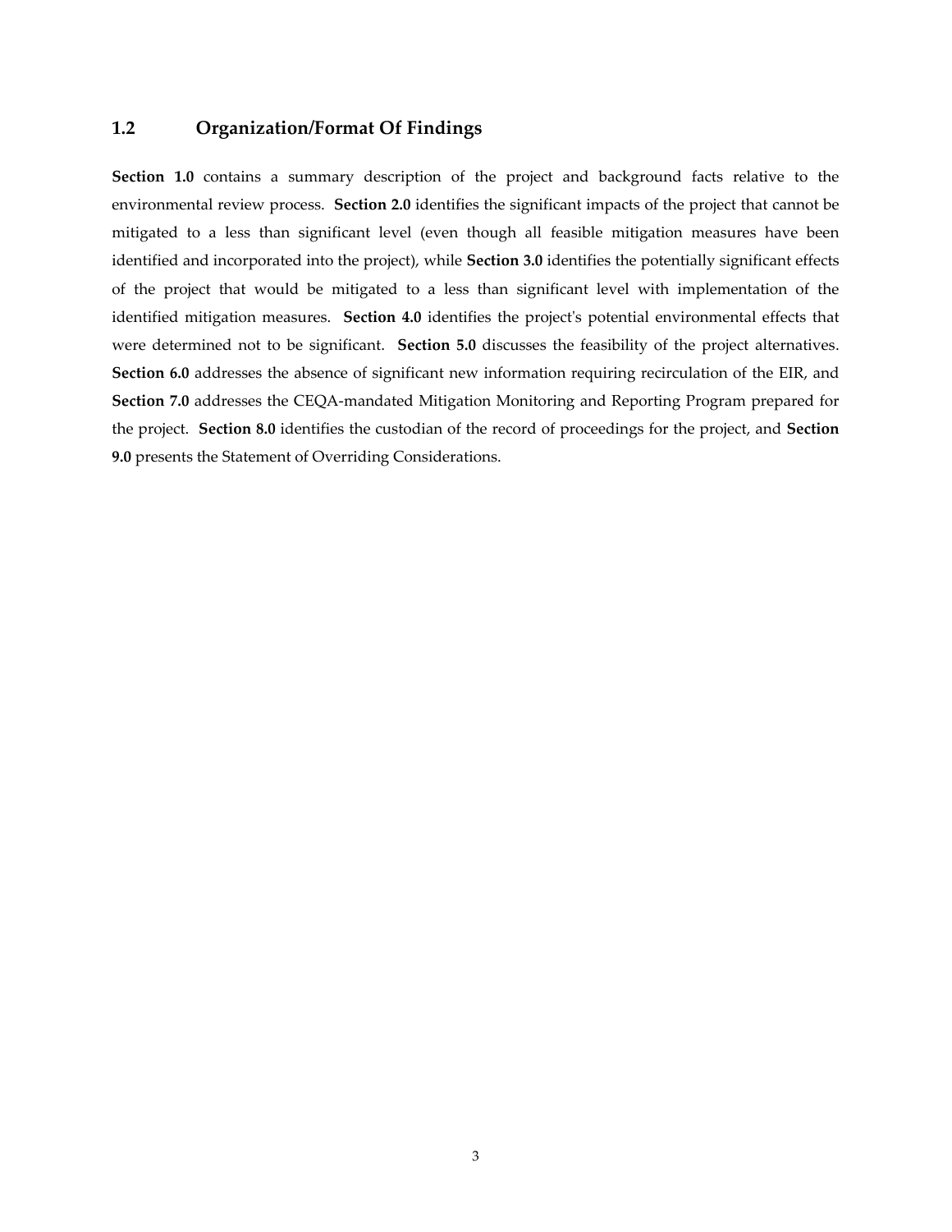## 1.2 Organization/Format Of Findings

**Section 1.0** contains a summary description of the project and background facts relative to the environmental review process. **Section 2.0** identifies the significant impacts of the project that cannot be mitigated to a less than significant level (even though all feasible mitigation measures have been identified and incorporated into the project), while **Section 3.0** identifies the potentially significant effects of the project that would be mitigated to a less than significant level with implementation of the identified mitigation measures. **Section 4.0** identifies the project's potential environmental effects that were determined not to be significant. **Section 5.0** discusses the feasibility of the project alternatives. **Section 6.0** addresses the absence of significant new information requiring recirculation of the EIR, and **Section 7.0** addresses the CEQA-mandated Mitigation Monitoring and Reporting Program prepared for the project. **Section 8.0** identifies the custodian of the record of proceedings for the project, and **Section 9.0** presents the Statement of Overriding Considerations.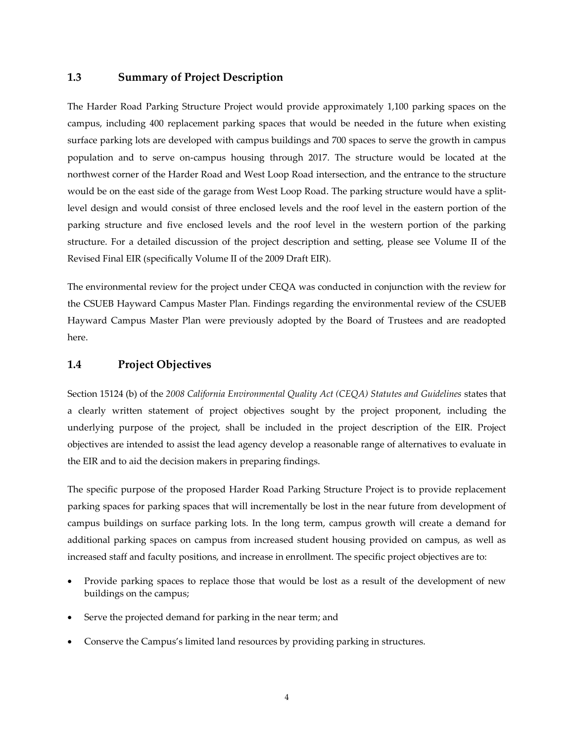## 1.3 Summary of Project Description

The Harder Road Parking Structure Project would provide approximately 1,100 parking spaces on the campus, including 400 replacement parking spaces that would be needed in the future when existing surface parking lots are developed with campus buildings and 700 spaces to serve the growth in campus population and to serve on-campus housing through 2017. The structure would be located at the northwest corner of the Harder Road and West Loop Road intersection, and the entrance to the structure would be on the east side of the garage from West Loop Road. The parking structure would have a split-level design and would consist of three enclosed levels and the roof level in the eastern portion of the parking structure and five enclosed levels and the roof level in the western portion of the parking structure. For a detailed discussion of the project description and setting, please see Volume II of the Revised Final EIR (specifically Volume II of the 2009 Draft EIR).

The environmental review for the project under CEQA was conducted in conjunction with the review for the CSUEB Hayward Campus Master Plan. Findings regarding the environmental review of the CSUEB Hayward Campus Master Plan were previously adopted by the Board of Trustees and are readopted here.

## 1.4 Project Objectives

Section 15124 (b) of the *2008 California Environmental Quality Act (CEQA) Statutes and Guidelines* states that a clearly written statement of project objectives sought by the project proponent, including the underlying purpose of the project, shall be included in the project description of the EIR. Project objectives are intended to assist the lead agency develop a reasonable range of alternatives to evaluate in the EIR and to aid the decision makers in preparing findings.

The specific purpose of the proposed Harder Road Parking Structure Project is to provide replacement parking spaces for parking spaces that will incrementally be lost in the near future from development of campus buildings on surface parking lots. In the long term, campus growth will create a demand for additional parking spaces on campus from increased student housing provided on campus, as well as increased staff and faculty positions, and increase in enrollment. The specific project objectives are to:

- Provide parking spaces to replace those that would be lost as a result of the development of new buildings on the campus;
- Serve the projected demand for parking in the near term; and
- Conserve the Campus's limited land resources by providing parking in structures.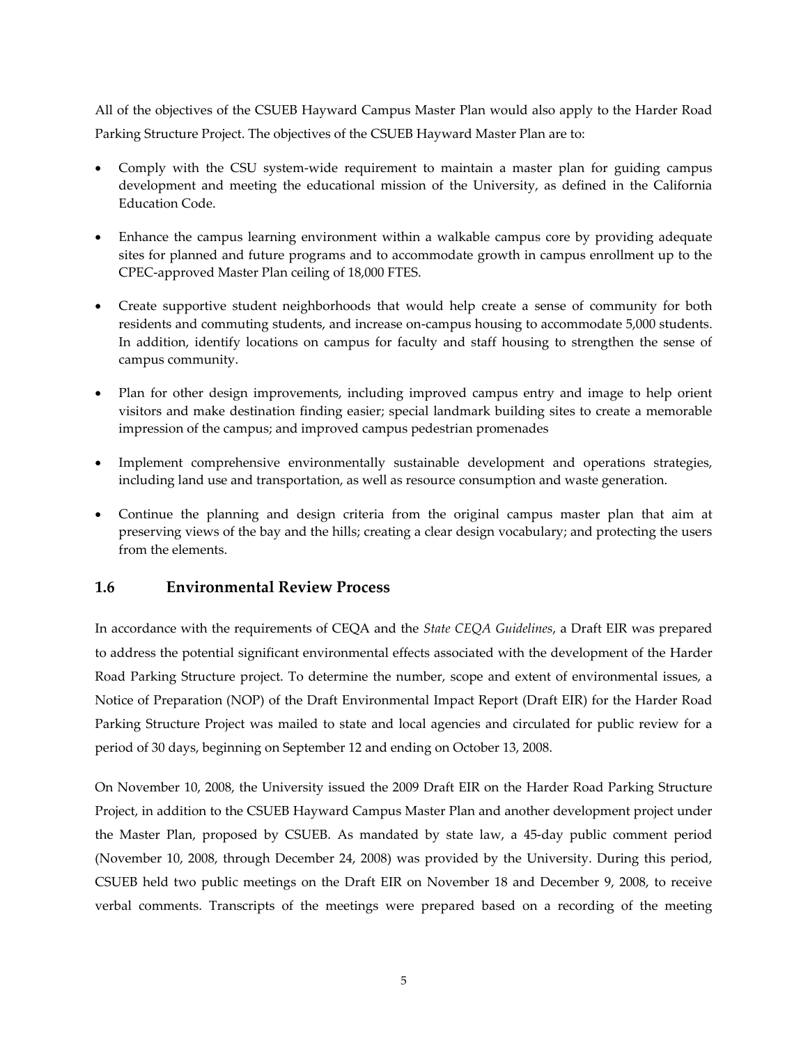All of the objectives of the CSUEB Hayward Campus Master Plan would also apply to the Harder Road Parking Structure Project. The objectives of the CSUEB Hayward Master Plan are to:

- Comply with the CSU system-wide requirement to maintain a master plan for guiding campus development and meeting the educational mission of the University, as defined in the California Education Code.
- Enhance the campus learning environment within a walkable campus core by providing adequate sites for planned and future programs and to accommodate growth in campus enrollment up to the CPEC-approved Master Plan ceiling of 18,000 FTES.
- Create supportive student neighborhoods that would help create a sense of community for both residents and commuting students, and increase on-campus housing to accommodate 5,000 students. In addition, identify locations on campus for faculty and staff housing to strengthen the sense of campus community.
- Plan for other design improvements, including improved campus entry and image to help orient visitors and make destination finding easier; special landmark building sites to create a memorable impression of the campus; and improved campus pedestrian promenades
- Implement comprehensive environmentally sustainable development and operations strategies, including land use and transportation, as well as resource consumption and waste generation.
- Continue the planning and design criteria from the original campus master plan that aim at preserving views of the bay and the hills; creating a clear design vocabulary; and protecting the users from the elements.

## 1.6 Environmental Review Process

In accordance with the requirements of CEQA and the *State CEQA Guidelines*, a Draft EIR was prepared to address the potential significant environmental effects associated with the development of the Harder Road Parking Structure project. To determine the number, scope and extent of environmental issues, a Notice of Preparation (NOP) of the Draft Environmental Impact Report (Draft EIR) for the Harder Road Parking Structure Project was mailed to state and local agencies and circulated for public review for a period of 30 days, beginning on September 12 and ending on October 13, 2008.

On November 10, 2008, the University issued the 2009 Draft EIR on the Harder Road Parking Structure Project, in addition to the CSUEB Hayward Campus Master Plan and another development project under the Master Plan, proposed by CSUEB. As mandated by state law, a 45-day public comment period (November 10, 2008, through December 24, 2008) was provided by the University. During this period, CSUEB held two public meetings on the Draft EIR on November 18 and December 9, 2008, to receive verbal comments. Transcripts of the meetings were prepared based on a recording of the meeting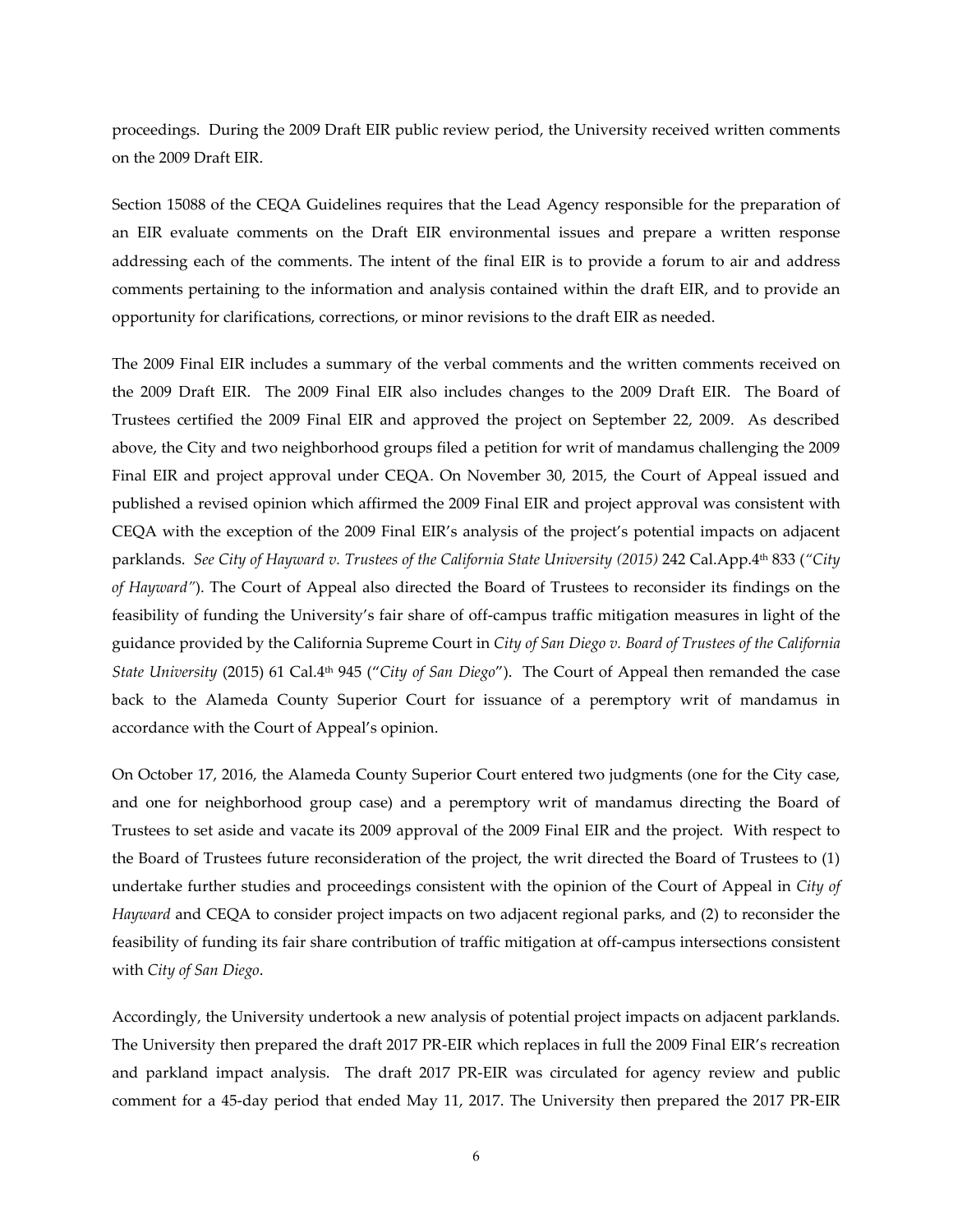proceedings. During the 2009 Draft EIR public review period, the University received written comments on the 2009 Draft EIR.

Section 15088 of the CEQA Guidelines requires that the Lead Agency responsible for the preparation of an EIR evaluate comments on the Draft EIR environmental issues and prepare a written response addressing each of the comments. The intent of the final EIR is to provide a forum to air and address comments pertaining to the information and analysis contained within the draft EIR, and to provide an opportunity for clarifications, corrections, or minor revisions to the draft EIR as needed.

The 2009 Final EIR includes a summary of the verbal comments and the written comments received on the 2009 Draft EIR. The 2009 Final EIR also includes changes to the 2009 Draft EIR. The Board of Trustees certified the 2009 Final EIR and approved the project on September 22, 2009. As described above, the City and two neighborhood groups filed a petition for writ of mandamus challenging the 2009 Final EIR and project approval under CEQA. On November 30, 2015, the Court of Appeal issued and published a revised opinion which affirmed the 2009 Final EIR and project approval was consistent with CEQA with the exception of the 2009 Final EIR's analysis of the project's potential impacts on adjacent parklands. *See City of Hayward v. Trustees of the California State University (2015)* 242 Cal.App.4th 833 (*"City of Hayward"*). The Court of Appeal also directed the Board of Trustees to reconsider its findings on the feasibility of funding the University's fair share of off-campus traffic mitigation measures in light of the guidance provided by the California Supreme Court in *City of San Diego v. Board of Trustees of the California State University* (2015) 61 Cal.4th 945 ("*City of San Diego*"). The Court of Appeal then remanded the case back to the Alameda County Superior Court for issuance of a peremptory writ of mandamus in accordance with the Court of Appeal's opinion.

On October 17, 2016, the Alameda County Superior Court entered two judgments (one for the City case, and one for neighborhood group case) and a peremptory writ of mandamus directing the Board of Trustees to set aside and vacate its 2009 approval of the 2009 Final EIR and the project. With respect to the Board of Trustees future reconsideration of the project, the writ directed the Board of Trustees to (1) undertake further studies and proceedings consistent with the opinion of the Court of Appeal in *City of Hayward* and CEQA to consider project impacts on two adjacent regional parks, and (2) to reconsider the feasibility of funding its fair share contribution of traffic mitigation at off-campus intersections consistent with *City of San Diego*.

Accordingly, the University undertook a new analysis of potential project impacts on adjacent parklands. The University then prepared the draft 2017 PR-EIR which replaces in full the 2009 Final EIR's recreation and parkland impact analysis. The draft 2017 PR-EIR was circulated for agency review and public comment for a 45-day period that ended May 11, 2017. The University then prepared the 2017 PR-EIR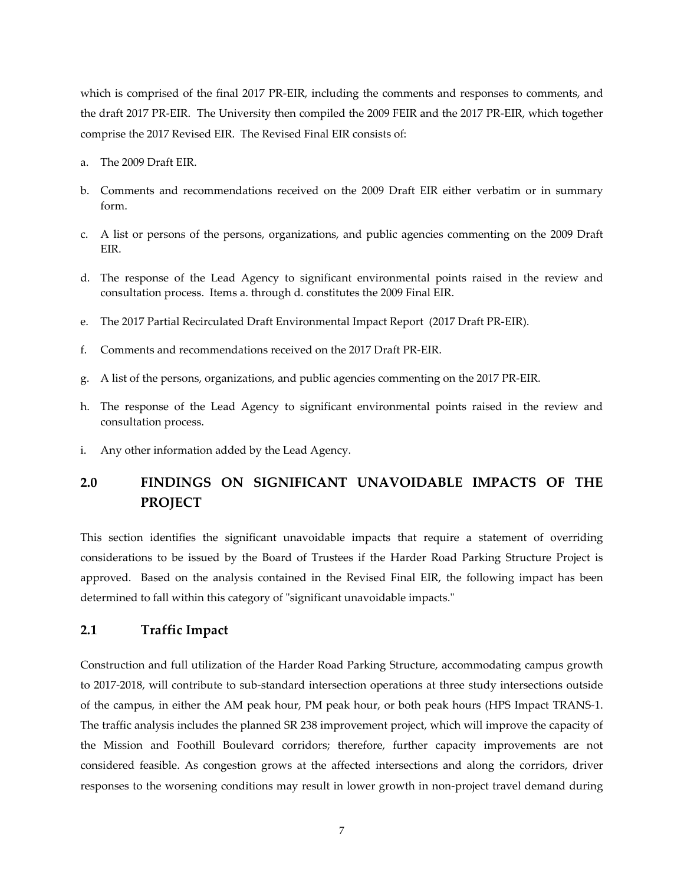which is comprised of the final 2017 PR-EIR, including the comments and responses to comments, and the draft 2017 PR-EIR. The University then compiled the 2009 FEIR and the 2017 PR-EIR, which together comprise the 2017 Revised EIR. The Revised Final EIR consists of:

a. The 2009 Draft EIR.

b. Comments and recommendations received on the 2009 Draft EIR either verbatim or in summary form.

c. A list or persons of the persons, organizations, and public agencies commenting on the 2009 Draft EIR.

d. The response of the Lead Agency to significant environmental points raised in the review and consultation process. Items a. through d. constitutes the 2009 Final EIR.

e. The 2017 Partial Recirculated Draft Environmental Impact Report (2017 Draft PR-EIR).

f. Comments and recommendations received on the 2017 Draft PR-EIR.

g. A list of the persons, organizations, and public agencies commenting on the 2017 PR-EIR.

h. The response of the Lead Agency to significant environmental points raised in the review and consultation process.

i. Any other information added by the Lead Agency.

## 2.0 FINDINGS ON SIGNIFICANT UNAVOIDABLE IMPACTS OF THE PROJECT

This section identifies the significant unavoidable impacts that require a statement of overriding considerations to be issued by the Board of Trustees if the Harder Road Parking Structure Project is approved. Based on the analysis contained in the Revised Final EIR, the following impact has been determined to fall within this category of "significant unavoidable impacts."

### 2.1 Traffic Impact

Construction and full utilization of the Harder Road Parking Structure, accommodating campus growth to 2017-2018, will contribute to sub-standard intersection operations at three study intersections outside of the campus, in either the AM peak hour, PM peak hour, or both peak hours (HPS Impact TRANS-1. The traffic analysis includes the planned SR 238 improvement project, which will improve the capacity of the Mission and Foothill Boulevard corridors; therefore, further capacity improvements are not considered feasible. As congestion grows at the affected intersections and along the corridors, driver responses to the worsening conditions may result in lower growth in non-project travel demand during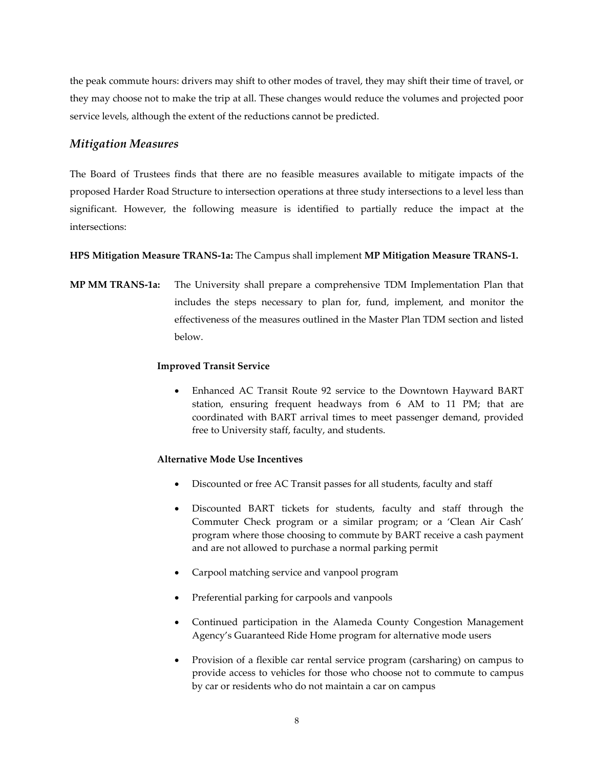the peak commute hours: drivers may shift to other modes of travel, they may shift their time of travel, or they may choose not to make the trip at all. These changes would reduce the volumes and projected poor service levels, although the extent of the reductions cannot be predicted.

## *Mitigation Measures*

The Board of Trustees finds that there are no feasible measures available to mitigate impacts of the proposed Harder Road Structure to intersection operations at three study intersections to a level less than significant. However, the following measure is identified to partially reduce the impact at the intersections:

**HPS Mitigation Measure TRANS-1a:** The Campus shall implement **MP Mitigation Measure TRANS-1.**

**MP MM TRANS-1a:** The University shall prepare a comprehensive TDM Implementation Plan that includes the steps necessary to plan for, fund, implement, and monitor the effectiveness of the measures outlined in the Master Plan TDM section and listed below.

**Improved Transit Service**

- Enhanced AC Transit Route 92 service to the Downtown Hayward BART station, ensuring frequent headways from 6 AM to 11 PM; that are coordinated with BART arrival times to meet passenger demand, provided free to University staff, faculty, and students.

**Alternative Mode Use Incentives**

- Discounted or free AC Transit passes for all students, faculty and staff
- Discounted BART tickets for students, faculty and staff through the Commuter Check program or a similar program; or a 'Clean Air Cash' program where those choosing to commute by BART receive a cash payment and are not allowed to purchase a normal parking permit
- Carpool matching service and vanpool program
- Preferential parking for carpools and vanpools
- Continued participation in the Alameda County Congestion Management Agency's Guaranteed Ride Home program for alternative mode users
- Provision of a flexible car rental service program (carsharing) on campus to provide access to vehicles for those who choose not to commute to campus by car or residents who do not maintain a car on campus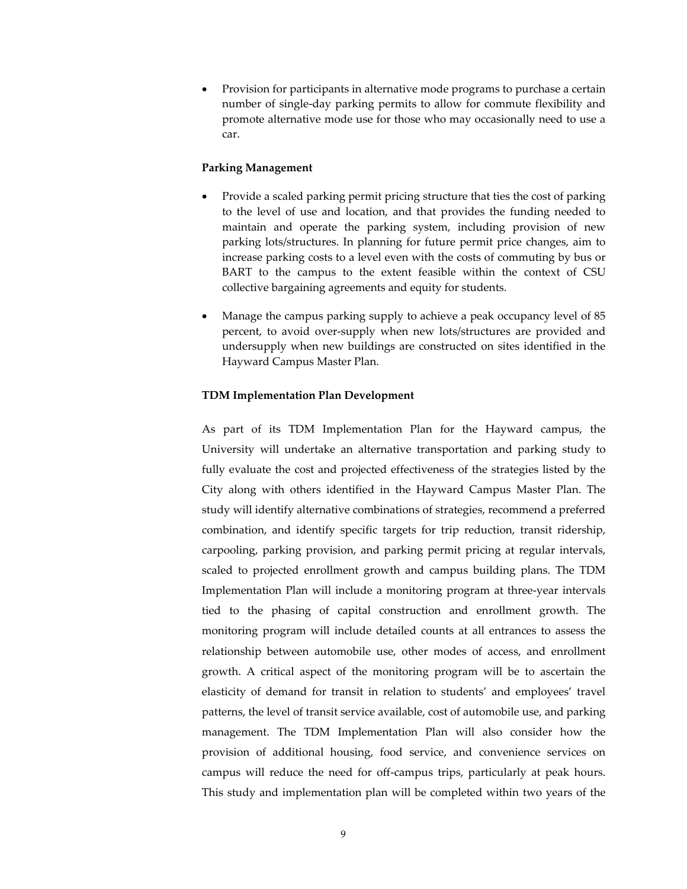- Provision for participants in alternative mode programs to purchase a certain number of single-day parking permits to allow for commute flexibility and promote alternative mode use for those who may occasionally need to use a car.

**Parking Management**

- Provide a scaled parking permit pricing structure that ties the cost of parking to the level of use and location, and that provides the funding needed to maintain and operate the parking system, including provision of new parking lots/structures. In planning for future permit price changes, aim to increase parking costs to a level even with the costs of commuting by bus or BART to the campus to the extent feasible within the context of CSU collective bargaining agreements and equity for students.

- Manage the campus parking supply to achieve a peak occupancy level of 85 percent, to avoid over-supply when new lots/structures are provided and undersupply when new buildings are constructed on sites identified in the Hayward Campus Master Plan.

**TDM Implementation Plan Development**

As part of its TDM Implementation Plan for the Hayward campus, the University will undertake an alternative transportation and parking study to fully evaluate the cost and projected effectiveness of the strategies listed by the City along with others identified in the Hayward Campus Master Plan. The study will identify alternative combinations of strategies, recommend a preferred combination, and identify specific targets for trip reduction, transit ridership, carpooling, parking provision, and parking permit pricing at regular intervals, scaled to projected enrollment growth and campus building plans. The TDM Implementation Plan will include a monitoring program at three-year intervals tied to the phasing of capital construction and enrollment growth. The monitoring program will include detailed counts at all entrances to assess the relationship between automobile use, other modes of access, and enrollment growth. A critical aspect of the monitoring program will be to ascertain the elasticity of demand for transit in relation to students' and employees' travel patterns, the level of transit service available, cost of automobile use, and parking management. The TDM Implementation Plan will also consider how the provision of additional housing, food service, and convenience services on campus will reduce the need for off-campus trips, particularly at peak hours. This study and implementation plan will be completed within two years of the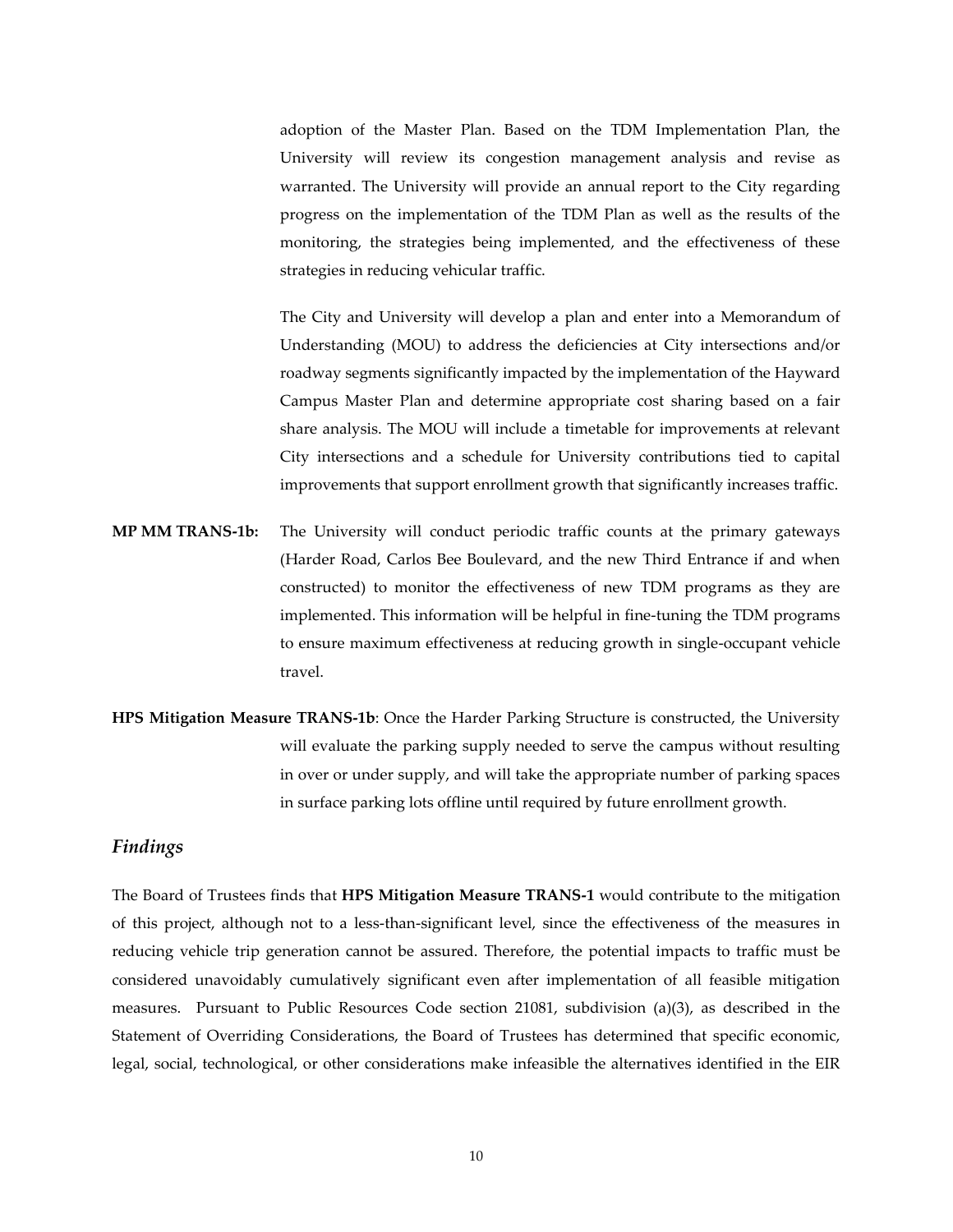adoption of the Master Plan. Based on the TDM Implementation Plan, the University will review its congestion management analysis and revise as warranted. The University will provide an annual report to the City regarding progress on the implementation of the TDM Plan as well as the results of the monitoring, the strategies being implemented, and the effectiveness of these strategies in reducing vehicular traffic.

The City and University will develop a plan and enter into a Memorandum of Understanding (MOU) to address the deficiencies at City intersections and/or roadway segments significantly impacted by the implementation of the Hayward Campus Master Plan and determine appropriate cost sharing based on a fair share analysis. The MOU will include a timetable for improvements at relevant City intersections and a schedule for University contributions tied to capital improvements that support enrollment growth that significantly increases traffic.

**MP MM TRANS-1b:** The University will conduct periodic traffic counts at the primary gateways (Harder Road, Carlos Bee Boulevard, and the new Third Entrance if and when constructed) to monitor the effectiveness of new TDM programs as they are implemented. This information will be helpful in fine-tuning the TDM programs to ensure maximum effectiveness at reducing growth in single-occupant vehicle travel.

**HPS Mitigation Measure TRANS-1b**: Once the Harder Parking Structure is constructed, the University will evaluate the parking supply needed to serve the campus without resulting in over or under supply, and will take the appropriate number of parking spaces in surface parking lots offline until required by future enrollment growth.

### *Findings*

The Board of Trustees finds that **HPS Mitigation Measure TRANS-1** would contribute to the mitigation of this project, although not to a less-than-significant level, since the effectiveness of the measures in reducing vehicle trip generation cannot be assured. Therefore, the potential impacts to traffic must be considered unavoidably cumulatively significant even after implementation of all feasible mitigation measures. Pursuant to Public Resources Code section 21081, subdivision (a)(3), as described in the Statement of Overriding Considerations, the Board of Trustees has determined that specific economic, legal, social, technological, or other considerations make infeasible the alternatives identified in the EIR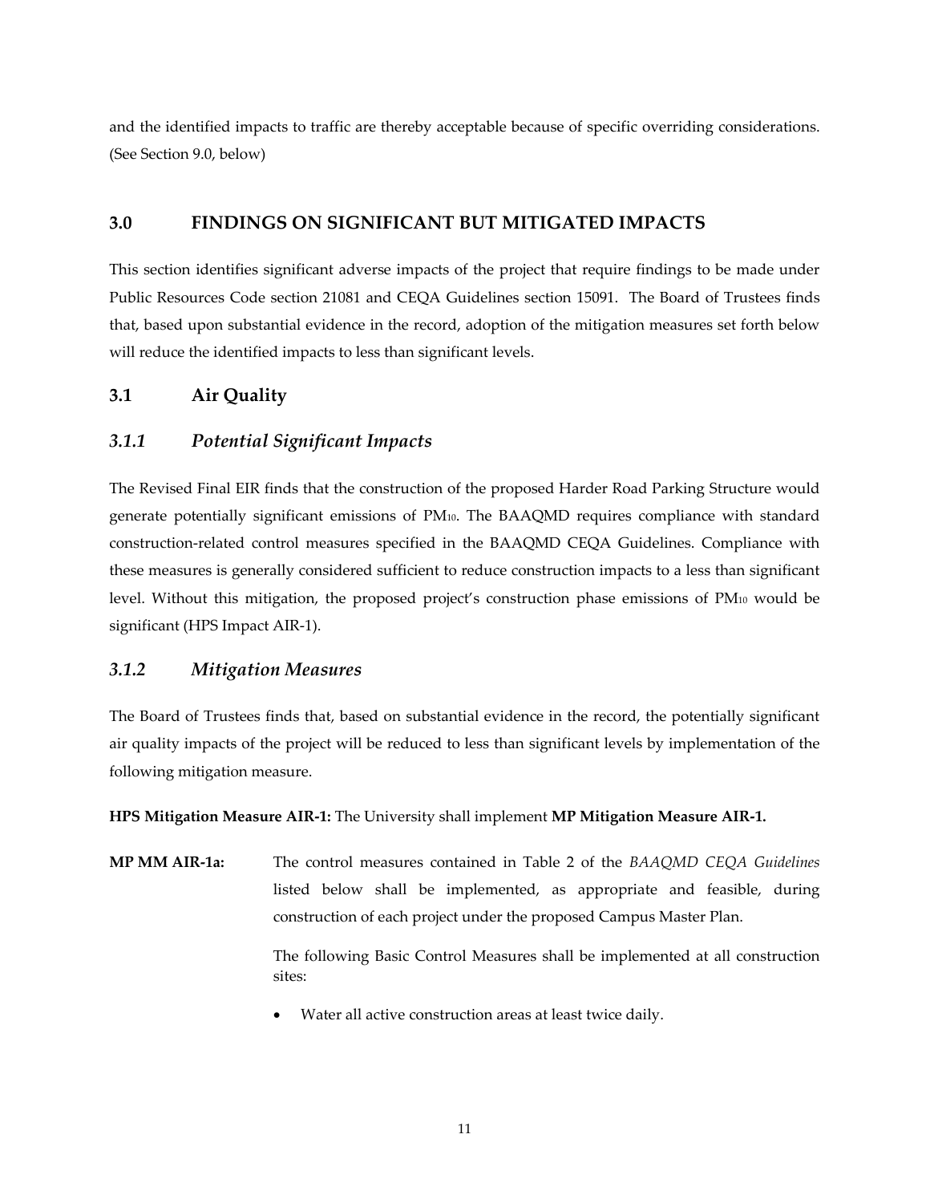and the identified impacts to traffic are thereby acceptable because of specific overriding considerations. (See Section 9.0, below)

## 3.0 FINDINGS ON SIGNIFICANT BUT MITIGATED IMPACTS

This section identifies significant adverse impacts of the project that require findings to be made under Public Resources Code section 21081 and CEQA Guidelines section 15091. The Board of Trustees finds that, based upon substantial evidence in the record, adoption of the mitigation measures set forth below will reduce the identified impacts to less than significant levels.

### 3.1 Air Quality

#### *3.1.1 Potential Significant Impacts*

The Revised Final EIR finds that the construction of the proposed Harder Road Parking Structure would generate potentially significant emissions of $PM_{10}$. The BAAQMD requires compliance with standard construction-related control measures specified in the BAAQMD CEQA Guidelines. Compliance with these measures is generally considered sufficient to reduce construction impacts to a less than significant level. Without this mitigation, the proposed project's construction phase emissions of $PM_{10}$ would be significant (HPS Impact AIR-1).

#### *3.1.2 Mitigation Measures*

The Board of Trustees finds that, based on substantial evidence in the record, the potentially significant air quality impacts of the project will be reduced to less than significant levels by implementation of the following mitigation measure.

**HPS Mitigation Measure AIR-1:** The University shall implement **MP Mitigation Measure AIR-1.**

**MP MM AIR-1a:** The control measures contained in Table 2 of the *BAAQMD CEQA Guidelines* listed below shall be implemented, as appropriate and feasible, during construction of each project under the proposed Campus Master Plan.

The following Basic Control Measures shall be implemented at all construction sites:

- Water all active construction areas at least twice daily.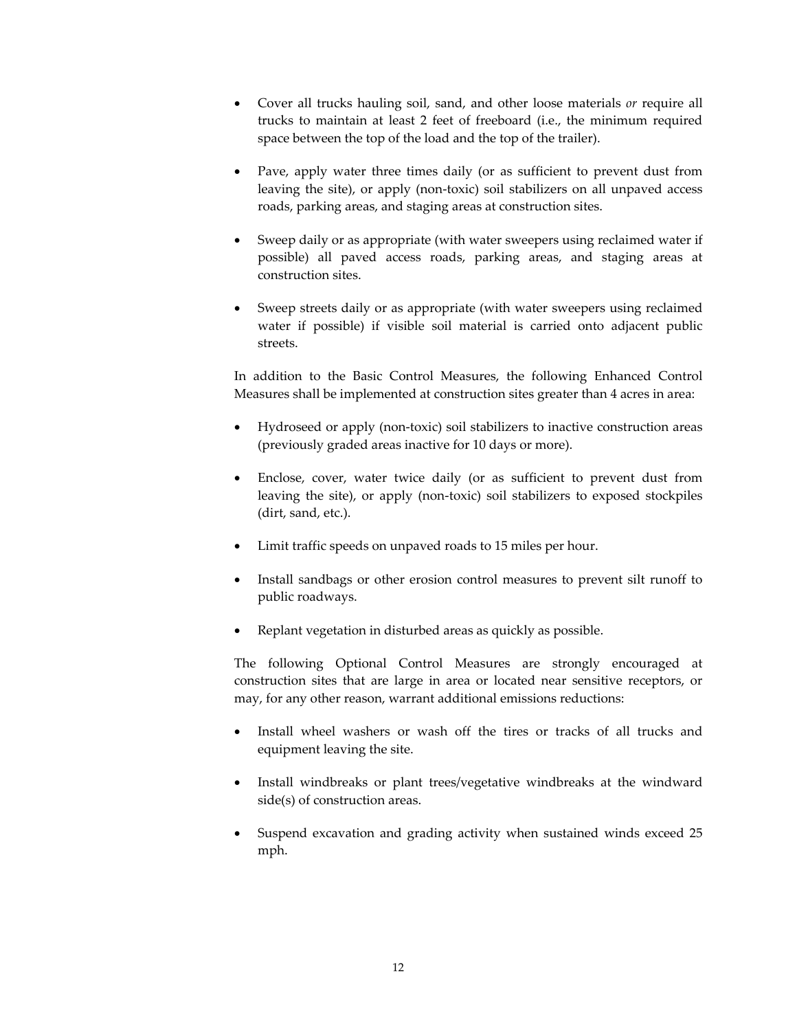- Cover all trucks hauling soil, sand, and other loose materials *or* require all trucks to maintain at least 2 feet of freeboard (i.e., the minimum required space between the top of the load and the top of the trailer).

- Pave, apply water three times daily (or as sufficient to prevent dust from leaving the site), or apply (non-toxic) soil stabilizers on all unpaved access roads, parking areas, and staging areas at construction sites.

- Sweep daily or as appropriate (with water sweepers using reclaimed water if possible) all paved access roads, parking areas, and staging areas at construction sites.

- Sweep streets daily or as appropriate (with water sweepers using reclaimed water if possible) if visible soil material is carried onto adjacent public streets.

In addition to the Basic Control Measures, the following Enhanced Control Measures shall be implemented at construction sites greater than 4 acres in area:

- Hydroseed or apply (non-toxic) soil stabilizers to inactive construction areas (previously graded areas inactive for 10 days or more).

- Enclose, cover, water twice daily (or as sufficient to prevent dust from leaving the site), or apply (non-toxic) soil stabilizers to exposed stockpiles (dirt, sand, etc.).

- Limit traffic speeds on unpaved roads to 15 miles per hour.

- Install sandbags or other erosion control measures to prevent silt runoff to public roadways.

- Replant vegetation in disturbed areas as quickly as possible.

The following Optional Control Measures are strongly encouraged at construction sites that are large in area or located near sensitive receptors, or may, for any other reason, warrant additional emissions reductions:

- Install wheel washers or wash off the tires or tracks of all trucks and equipment leaving the site.

- Install windbreaks or plant trees/vegetative windbreaks at the windward side(s) of construction areas.

- Suspend excavation and grading activity when sustained winds exceed 25 mph.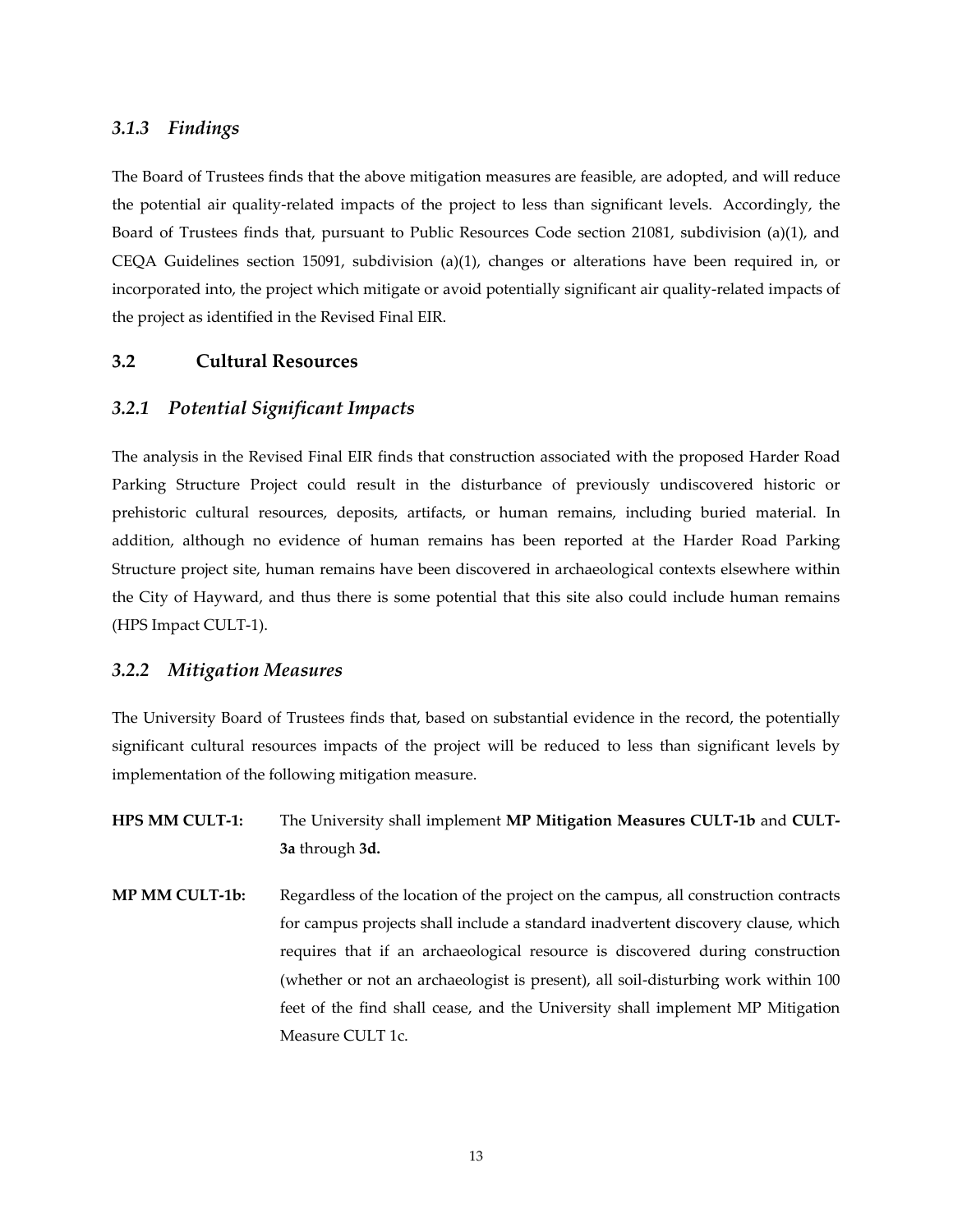### *3.1.3 Findings*

The Board of Trustees finds that the above mitigation measures are feasible, are adopted, and will reduce the potential air quality-related impacts of the project to less than significant levels. Accordingly, the Board of Trustees finds that, pursuant to Public Resources Code section 21081, subdivision (a)(1), and CEQA Guidelines section 15091, subdivision (a)(1), changes or alterations have been required in, or incorporated into, the project which mitigate or avoid potentially significant air quality-related impacts of the project as identified in the Revised Final EIR.

## 3.2 Cultural Resources

### *3.2.1 Potential Significant Impacts*

The analysis in the Revised Final EIR finds that construction associated with the proposed Harder Road Parking Structure Project could result in the disturbance of previously undiscovered historic or prehistoric cultural resources, deposits, artifacts, or human remains, including buried material. In addition, although no evidence of human remains has been reported at the Harder Road Parking Structure project site, human remains have been discovered in archaeological contexts elsewhere within the City of Hayward, and thus there is some potential that this site also could include human remains (HPS Impact CULT-1).

### *3.2.2 Mitigation Measures*

The University Board of Trustees finds that, based on substantial evidence in the record, the potentially significant cultural resources impacts of the project will be reduced to less than significant levels by implementation of the following mitigation measure.

**HPS MM CULT-1:** The University shall implement **MP Mitigation Measures CULT-1b** and **CULT-3a** through **3d.**

**MP MM CULT-1b:** Regardless of the location of the project on the campus, all construction contracts for campus projects shall include a standard inadvertent discovery clause, which requires that if an archaeological resource is discovered during construction (whether or not an archaeologist is present), all soil-disturbing work within 100 feet of the find shall cease, and the University shall implement MP Mitigation Measure CULT 1c.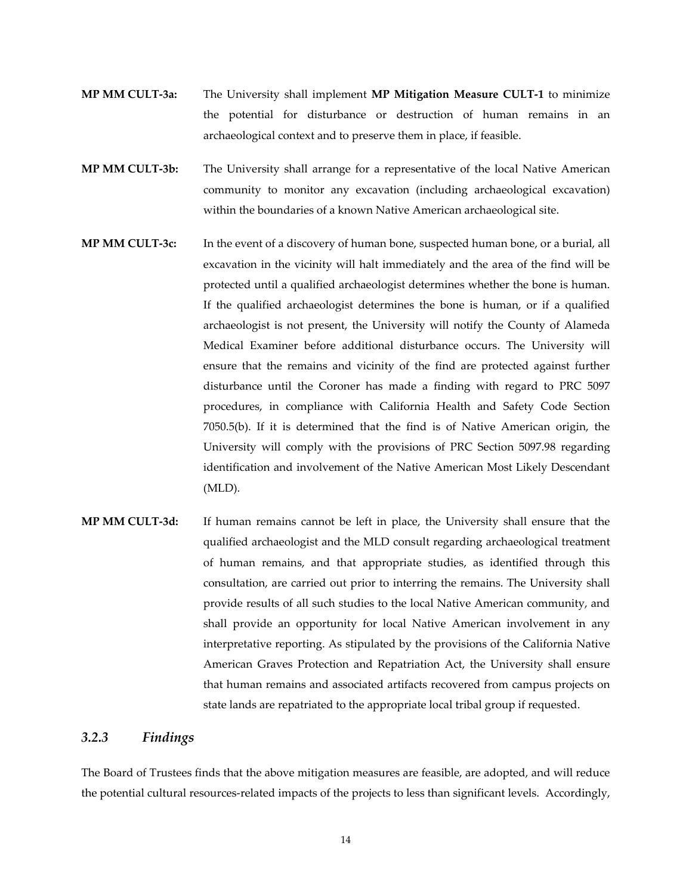**MP MM CULT-3a:** The University shall implement **MP Mitigation Measure CULT-1** to minimize the potential for disturbance or destruction of human remains in an archaeological context and to preserve them in place, if feasible.

**MP MM CULT-3b:** The University shall arrange for a representative of the local Native American community to monitor any excavation (including archaeological excavation) within the boundaries of a known Native American archaeological site.

**MP MM CULT-3c:** In the event of a discovery of human bone, suspected human bone, or a burial, all excavation in the vicinity will halt immediately and the area of the find will be protected until a qualified archaeologist determines whether the bone is human. If the qualified archaeologist determines the bone is human, or if a qualified archaeologist is not present, the University will notify the County of Alameda Medical Examiner before additional disturbance occurs. The University will ensure that the remains and vicinity of the find are protected against further disturbance until the Coroner has made a finding with regard to PRC 5097 procedures, in compliance with California Health and Safety Code Section 7050.5(b). If it is determined that the find is of Native American origin, the University will comply with the provisions of PRC Section 5097.98 regarding identification and involvement of the Native American Most Likely Descendant (MLD).

**MP MM CULT-3d:** If human remains cannot be left in place, the University shall ensure that the qualified archaeologist and the MLD consult regarding archaeological treatment of human remains, and that appropriate studies, as identified through this consultation, are carried out prior to interring the remains. The University shall provide results of all such studies to the local Native American community, and shall provide an opportunity for local Native American involvement in any interpretative reporting. As stipulated by the provisions of the California Native American Graves Protection and Repatriation Act, the University shall ensure that human remains and associated artifacts recovered from campus projects on state lands are repatriated to the appropriate local tribal group if requested.

### *3.2.3 Findings*

The Board of Trustees finds that the above mitigation measures are feasible, are adopted, and will reduce the potential cultural resources-related impacts of the projects to less than significant levels. Accordingly,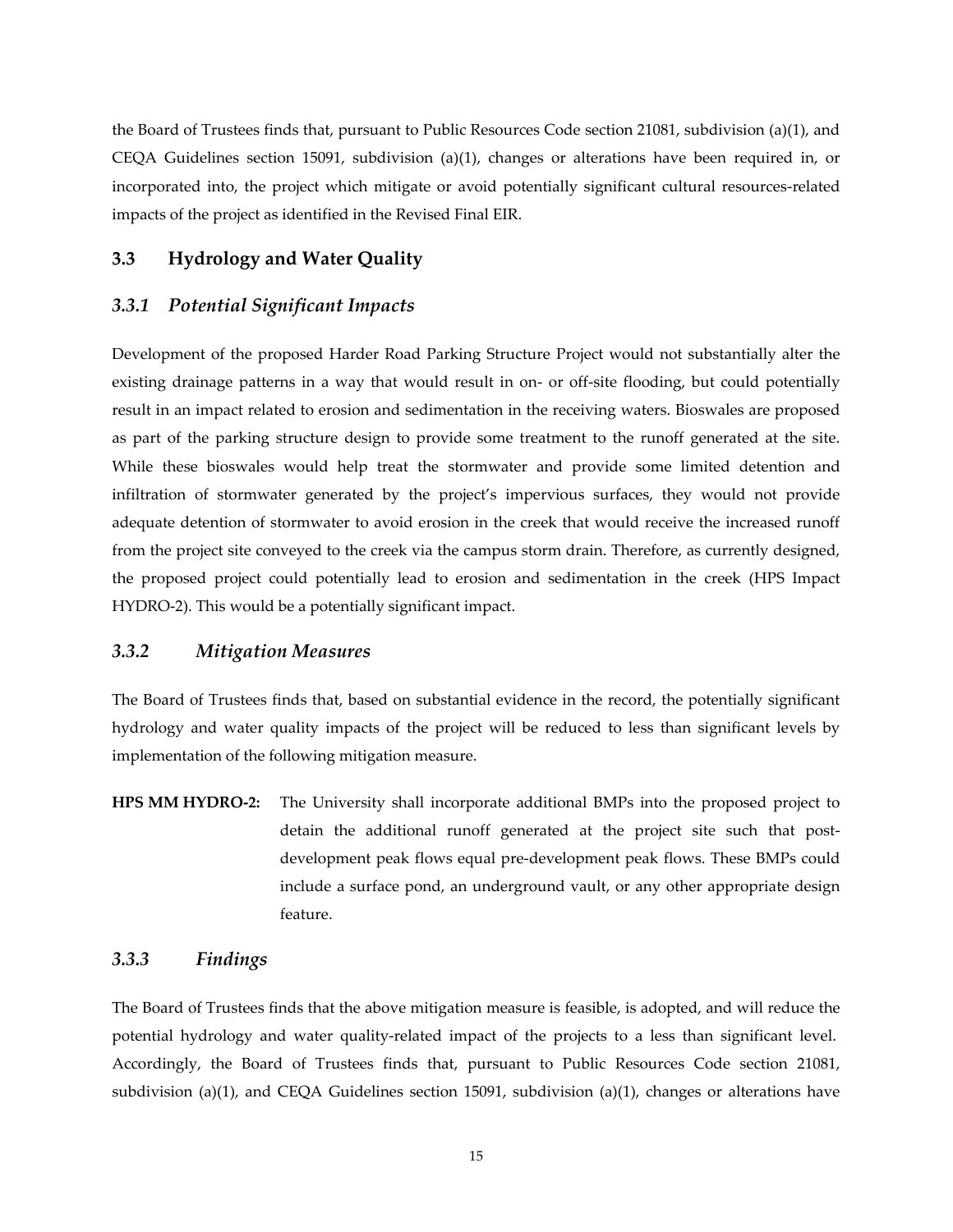the Board of Trustees finds that, pursuant to Public Resources Code section 21081, subdivision (a)(1), and CEQA Guidelines section 15091, subdivision (a)(1), changes or alterations have been required in, or incorporated into, the project which mitigate or avoid potentially significant cultural resources-related impacts of the project as identified in the Revised Final EIR.

## 3.3 Hydrology and Water Quality

### *3.3.1 Potential Significant Impacts*

Development of the proposed Harder Road Parking Structure Project would not substantially alter the existing drainage patterns in a way that would result in on- or off-site flooding, but could potentially result in an impact related to erosion and sedimentation in the receiving waters. Bioswales are proposed as part of the parking structure design to provide some treatment to the runoff generated at the site. While these bioswales would help treat the stormwater and provide some limited detention and infiltration of stormwater generated by the project's impervious surfaces, they would not provide adequate detention of stormwater to avoid erosion in the creek that would receive the increased runoff from the project site conveyed to the creek via the campus storm drain. Therefore, as currently designed, the proposed project could potentially lead to erosion and sedimentation in the creek (HPS Impact HYDRO-2). This would be a potentially significant impact.

### *3.3.2 Mitigation Measures*

The Board of Trustees finds that, based on substantial evidence in the record, the potentially significant hydrology and water quality impacts of the project will be reduced to less than significant levels by implementation of the following mitigation measure.

**HPS MM HYDRO-2:** The University shall incorporate additional BMPs into the proposed project to detain the additional runoff generated at the project site such that post-development peak flows equal pre-development peak flows. These BMPs could include a surface pond, an underground vault, or any other appropriate design feature.

### *3.3.3 Findings*

The Board of Trustees finds that the above mitigation measure is feasible, is adopted, and will reduce the potential hydrology and water quality-related impact of the projects to a less than significant level. Accordingly, the Board of Trustees finds that, pursuant to Public Resources Code section 21081, subdivision (a)(1), and CEQA Guidelines section 15091, subdivision (a)(1), changes or alterations have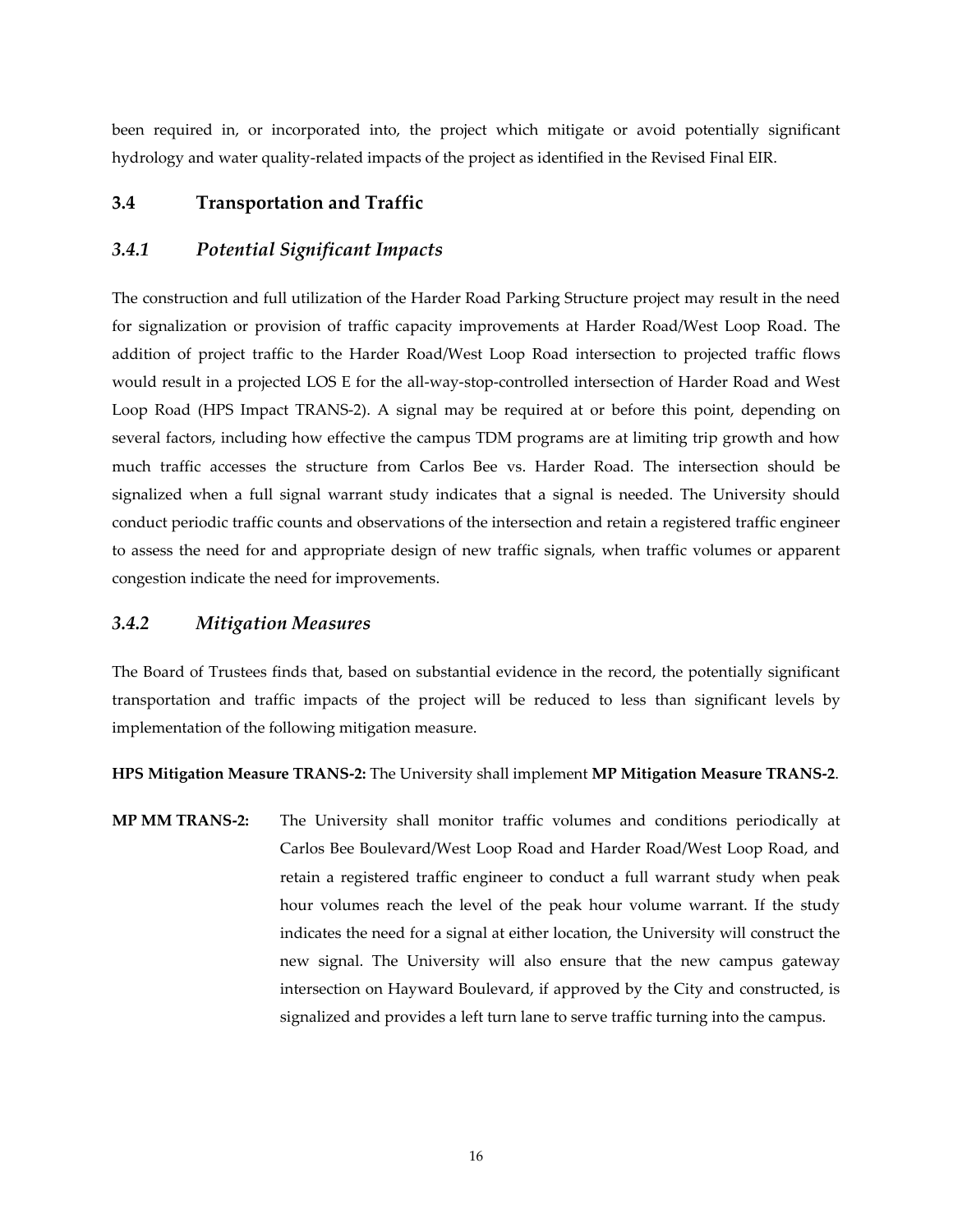been required in, or incorporated into, the project which mitigate or avoid potentially significant hydrology and water quality-related impacts of the project as identified in the Revised Final EIR.

## 3.4 Transportation and Traffic

### *3.4.1 Potential Significant Impacts*

The construction and full utilization of the Harder Road Parking Structure project may result in the need for signalization or provision of traffic capacity improvements at Harder Road/West Loop Road. The addition of project traffic to the Harder Road/West Loop Road intersection to projected traffic flows would result in a projected LOS E for the all-way-stop-controlled intersection of Harder Road and West Loop Road (HPS Impact TRANS-2). A signal may be required at or before this point, depending on several factors, including how effective the campus TDM programs are at limiting trip growth and how much traffic accesses the structure from Carlos Bee vs. Harder Road. The intersection should be signalized when a full signal warrant study indicates that a signal is needed. The University should conduct periodic traffic counts and observations of the intersection and retain a registered traffic engineer to assess the need for and appropriate design of new traffic signals, when traffic volumes or apparent congestion indicate the need for improvements.

### *3.4.2 Mitigation Measures*

The Board of Trustees finds that, based on substantial evidence in the record, the potentially significant transportation and traffic impacts of the project will be reduced to less than significant levels by implementation of the following mitigation measure.

**HPS Mitigation Measure TRANS-2:** The University shall implement **MP Mitigation Measure TRANS-2**.

**MP MM TRANS-2:** The University shall monitor traffic volumes and conditions periodically at Carlos Bee Boulevard/West Loop Road and Harder Road/West Loop Road, and retain a registered traffic engineer to conduct a full warrant study when peak hour volumes reach the level of the peak hour volume warrant. If the study indicates the need for a signal at either location, the University will construct the new signal. The University will also ensure that the new campus gateway intersection on Hayward Boulevard, if approved by the City and constructed, is signalized and provides a left turn lane to serve traffic turning into the campus.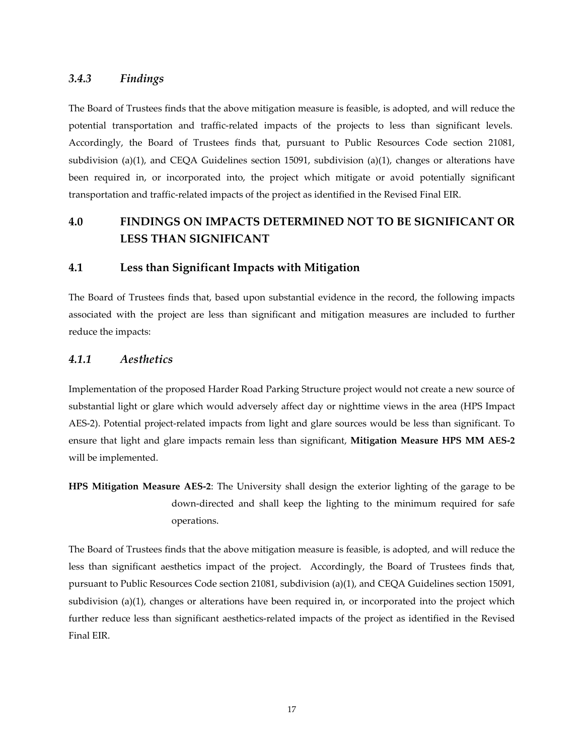### *3.4.3 Findings*

The Board of Trustees finds that the above mitigation measure is feasible, is adopted, and will reduce the potential transportation and traffic-related impacts of the projects to less than significant levels. Accordingly, the Board of Trustees finds that, pursuant to Public Resources Code section 21081, subdivision (a)(1), and CEQA Guidelines section 15091, subdivision (a)(1), changes or alterations have been required in, or incorporated into, the project which mitigate or avoid potentially significant transportation and traffic-related impacts of the project as identified in the Revised Final EIR.

# 4.0 FINDINGS ON IMPACTS DETERMINED NOT TO BE SIGNIFICANT OR LESS THAN SIGNIFICANT

## 4.1 Less than Significant Impacts with Mitigation

The Board of Trustees finds that, based upon substantial evidence in the record, the following impacts associated with the project are less than significant and mitigation measures are included to further reduce the impacts:

### *4.1.1 Aesthetics*

Implementation of the proposed Harder Road Parking Structure project would not create a new source of substantial light or glare which would adversely affect day or nighttime views in the area (HPS Impact AES-2). Potential project-related impacts from light and glare sources would be less than significant. To ensure that light and glare impacts remain less than significant, **Mitigation Measure HPS MM AES-2** will be implemented.

**HPS Mitigation Measure AES-2**: The University shall design the exterior lighting of the garage to be down-directed and shall keep the lighting to the minimum required for safe operations.

The Board of Trustees finds that the above mitigation measure is feasible, is adopted, and will reduce the less than significant aesthetics impact of the project. Accordingly, the Board of Trustees finds that, pursuant to Public Resources Code section 21081, subdivision (a)(1), and CEQA Guidelines section 15091, subdivision (a)(1), changes or alterations have been required in, or incorporated into the project which further reduce less than significant aesthetics-related impacts of the project as identified in the Revised Final EIR.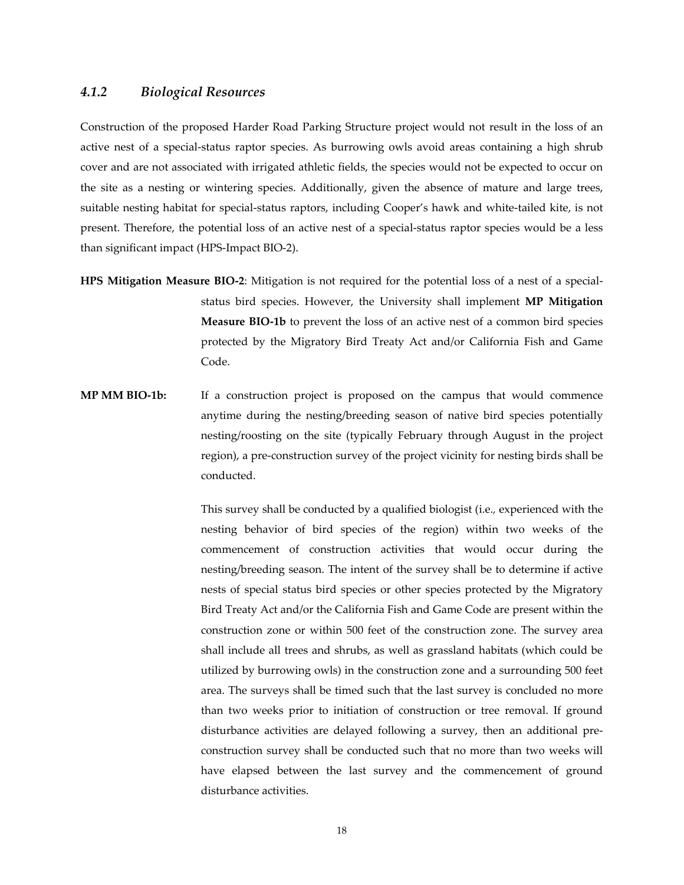### *4.1.2 Biological Resources*

Construction of the proposed Harder Road Parking Structure project would not result in the loss of an active nest of a special-status raptor species. As burrowing owls avoid areas containing a high shrub cover and are not associated with irrigated athletic fields, the species would not be expected to occur on the site as a nesting or wintering species. Additionally, given the absence of mature and large trees, suitable nesting habitat for special-status raptors, including Cooper's hawk and white-tailed kite, is not present. Therefore, the potential loss of an active nest of a special-status raptor species would be a less than significant impact (HPS-Impact BIO-2).

**HPS Mitigation Measure BIO-2**: Mitigation is not required for the potential loss of a nest of a special-status bird species. However, the University shall implement **MP Mitigation Measure BIO-1b** to prevent the loss of an active nest of a common bird species protected by the Migratory Bird Treaty Act and/or California Fish and Game Code.

**MP MM BIO-1b:** If a construction project is proposed on the campus that would commence anytime during the nesting/breeding season of native bird species potentially nesting/roosting on the site (typically February through August in the project region), a pre-construction survey of the project vicinity for nesting birds shall be conducted.

This survey shall be conducted by a qualified biologist (i.e., experienced with the nesting behavior of bird species of the region) within two weeks of the commencement of construction activities that would occur during the nesting/breeding season. The intent of the survey shall be to determine if active nests of special status bird species or other species protected by the Migratory Bird Treaty Act and/or the California Fish and Game Code are present within the construction zone or within 500 feet of the construction zone. The survey area shall include all trees and shrubs, as well as grassland habitats (which could be utilized by burrowing owls) in the construction zone and a surrounding 500 feet area. The surveys shall be timed such that the last survey is concluded no more than two weeks prior to initiation of construction or tree removal. If ground disturbance activities are delayed following a survey, then an additional pre-construction survey shall be conducted such that no more than two weeks will have elapsed between the last survey and the commencement of ground disturbance activities.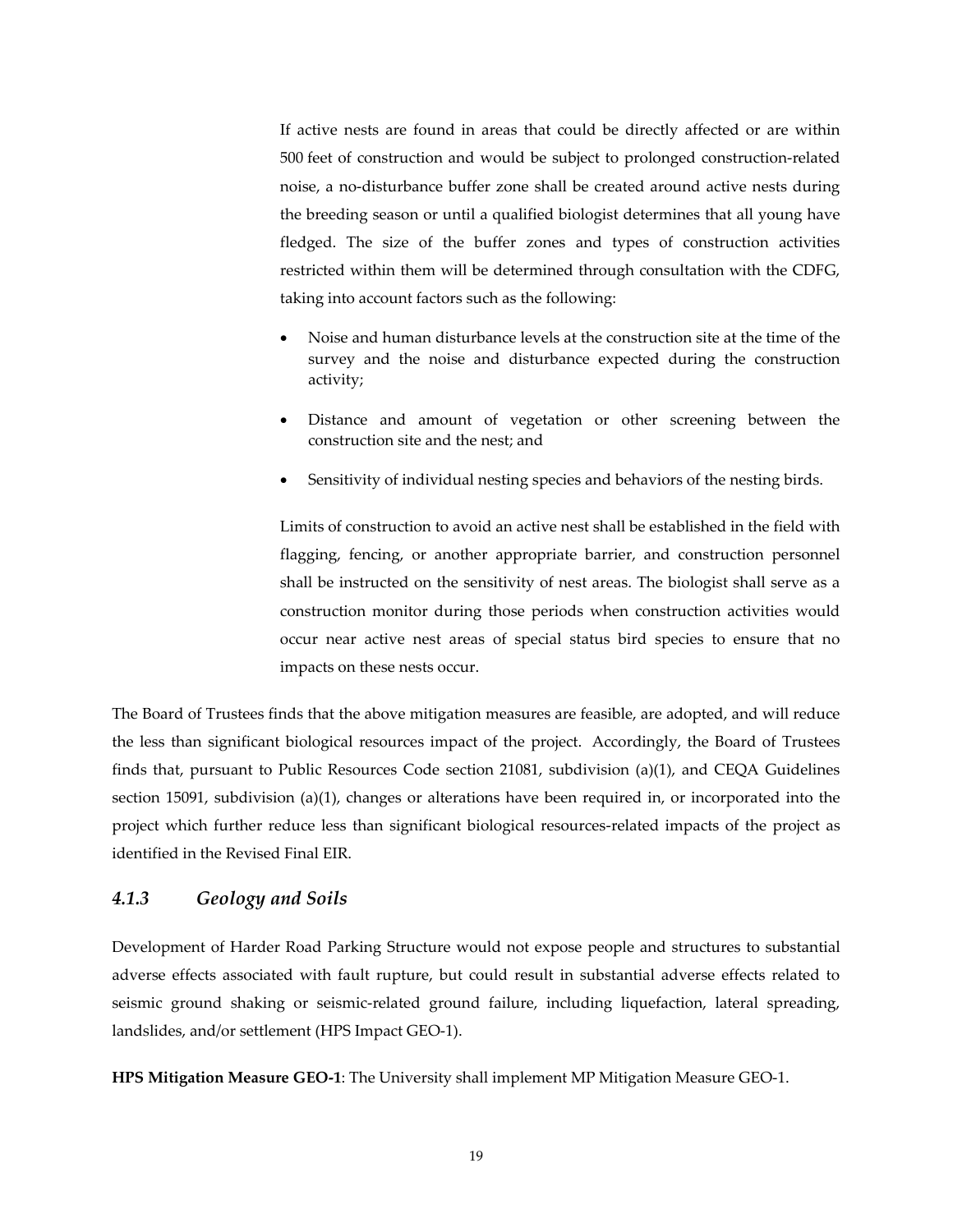If active nests are found in areas that could be directly affected or are within 500 feet of construction and would be subject to prolonged construction-related noise, a no-disturbance buffer zone shall be created around active nests during the breeding season or until a qualified biologist determines that all young have fledged. The size of the buffer zones and types of construction activities restricted within them will be determined through consultation with the CDFG, taking into account factors such as the following:

- Noise and human disturbance levels at the construction site at the time of the survey and the noise and disturbance expected during the construction activity;
- Distance and amount of vegetation or other screening between the construction site and the nest; and
- Sensitivity of individual nesting species and behaviors of the nesting birds.

Limits of construction to avoid an active nest shall be established in the field with flagging, fencing, or another appropriate barrier, and construction personnel shall be instructed on the sensitivity of nest areas. The biologist shall serve as a construction monitor during those periods when construction activities would occur near active nest areas of special status bird species to ensure that no impacts on these nests occur.

The Board of Trustees finds that the above mitigation measures are feasible, are adopted, and will reduce the less than significant biological resources impact of the project. Accordingly, the Board of Trustees finds that, pursuant to Public Resources Code section 21081, subdivision (a)(1), and CEQA Guidelines section 15091, subdivision (a)(1), changes or alterations have been required in, or incorporated into the project which further reduce less than significant biological resources-related impacts of the project as identified in the Revised Final EIR.

### *4.1.3 Geology and Soils*

Development of Harder Road Parking Structure would not expose people and structures to substantial adverse effects associated with fault rupture, but could result in substantial adverse effects related to seismic ground shaking or seismic-related ground failure, including liquefaction, lateral spreading, landslides, and/or settlement (HPS Impact GEO-1).

**HPS Mitigation Measure GEO-1**: The University shall implement MP Mitigation Measure GEO-1.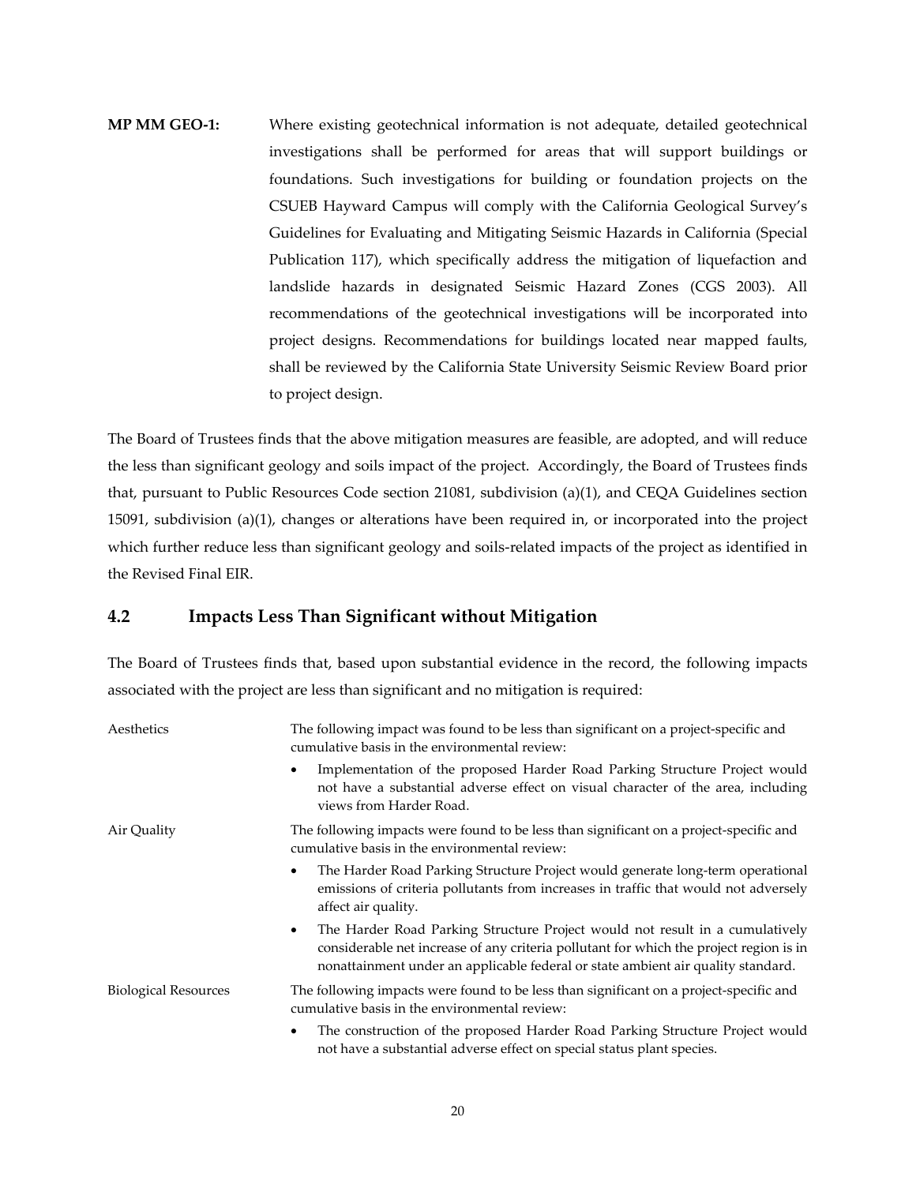**MP MM GEO-1:** Where existing geotechnical information is not adequate, detailed geotechnical investigations shall be performed for areas that will support buildings or foundations. Such investigations for building or foundation projects on the CSUEB Hayward Campus will comply with the California Geological Survey's Guidelines for Evaluating and Mitigating Seismic Hazards in California (Special Publication 117), which specifically address the mitigation of liquefaction and landslide hazards in designated Seismic Hazard Zones (CGS 2003). All recommendations of the geotechnical investigations will be incorporated into project designs. Recommendations for buildings located near mapped faults, shall be reviewed by the California State University Seismic Review Board prior to project design.

The Board of Trustees finds that the above mitigation measures are feasible, are adopted, and will reduce the less than significant geology and soils impact of the project. Accordingly, the Board of Trustees finds that, pursuant to Public Resources Code section 21081, subdivision (a)(1), and CEQA Guidelines section 15091, subdivision (a)(1), changes or alterations have been required in, or incorporated into the project which further reduce less than significant geology and soils-related impacts of the project as identified in the Revised Final EIR.

## 4.2 Impacts Less Than Significant without Mitigation

The Board of Trustees finds that, based upon substantial evidence in the record, the following impacts associated with the project are less than significant and no mitigation is required:

**Aesthetics**

The following impact was found to be less than significant on a project-specific and cumulative basis in the environmental review:

- Implementation of the proposed Harder Road Parking Structure Project would not have a substantial adverse effect on visual character of the area, including views from Harder Road.

**Air Quality**

The following impacts were found to be less than significant on a project-specific and cumulative basis in the environmental review:

- The Harder Road Parking Structure Project would generate long-term operational emissions of criteria pollutants from increases in traffic that would not adversely affect air quality.
- The Harder Road Parking Structure Project would not result in a cumulatively considerable net increase of any criteria pollutant for which the project region is in nonattainment under an applicable federal or state ambient air quality standard.

**Biological Resources**

The following impacts were found to be less than significant on a project-specific and cumulative basis in the environmental review:

- The construction of the proposed Harder Road Parking Structure Project would not have a substantial adverse effect on special status plant species.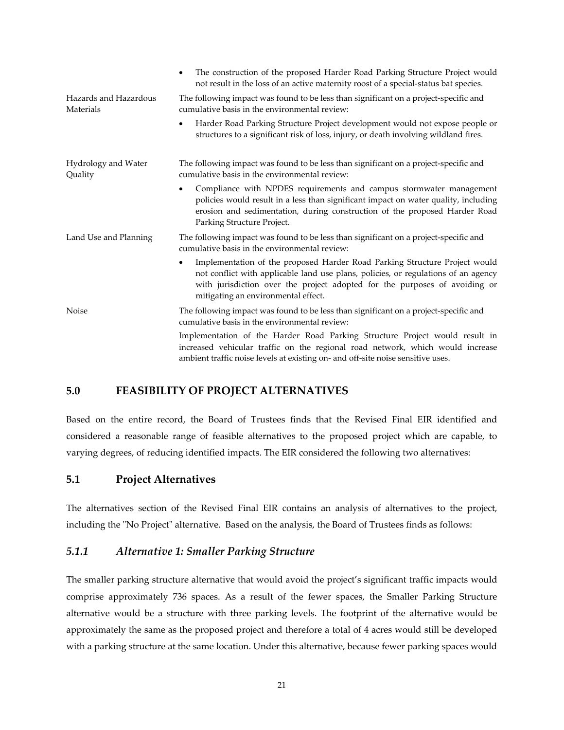| | |
|---|---|
| | • The construction of the proposed Harder Road Parking Structure Project would not result in the loss of an active maternity roost of a special-status bat species. |
| Hazards and Hazardous Materials | The following impact was found to be less than significant on a project-specific and cumulative basis in the environmental review:<br>• Harder Road Parking Structure Project development would not expose people or structures to a significant risk of loss, injury, or death involving wildland fires. |
| Hydrology and Water Quality | The following impact was found to be less than significant on a project-specific and cumulative basis in the environmental review:<br>• Compliance with NPDES requirements and campus stormwater management policies would result in a less than significant impact on water quality, including erosion and sedimentation, during construction of the proposed Harder Road Parking Structure Project. |
| Land Use and Planning | The following impact was found to be less than significant on a project-specific and cumulative basis in the environmental review:<br>• Implementation of the proposed Harder Road Parking Structure Project would not conflict with applicable land use plans, policies, or regulations of an agency with jurisdiction over the project adopted for the purposes of avoiding or mitigating an environmental effect. |
| Noise | The following impact was found to be less than significant on a project-specific and cumulative basis in the environmental review:<br>Implementation of the Harder Road Parking Structure Project would result in increased vehicular traffic on the regional road network, which would increase ambient traffic noise levels at existing on- and off-site noise sensitive uses. |

## 5.0 FEASIBILITY OF PROJECT ALTERNATIVES

Based on the entire record, the Board of Trustees finds that the Revised Final EIR identified and considered a reasonable range of feasible alternatives to the proposed project which are capable, to varying degrees, of reducing identified impacts. The EIR considered the following two alternatives:

## 5.1 Project Alternatives

The alternatives section of the Revised Final EIR contains an analysis of alternatives to the project, including the "No Project" alternative. Based on the analysis, the Board of Trustees finds as follows:

### *5.1.1 Alternative 1: Smaller Parking Structure*

The smaller parking structure alternative that would avoid the project's significant traffic impacts would comprise approximately 736 spaces. As a result of the fewer spaces, the Smaller Parking Structure alternative would be a structure with three parking levels. The footprint of the alternative would be approximately the same as the proposed project and therefore a total of 4 acres would still be developed with a parking structure at the same location. Under this alternative, because fewer parking spaces would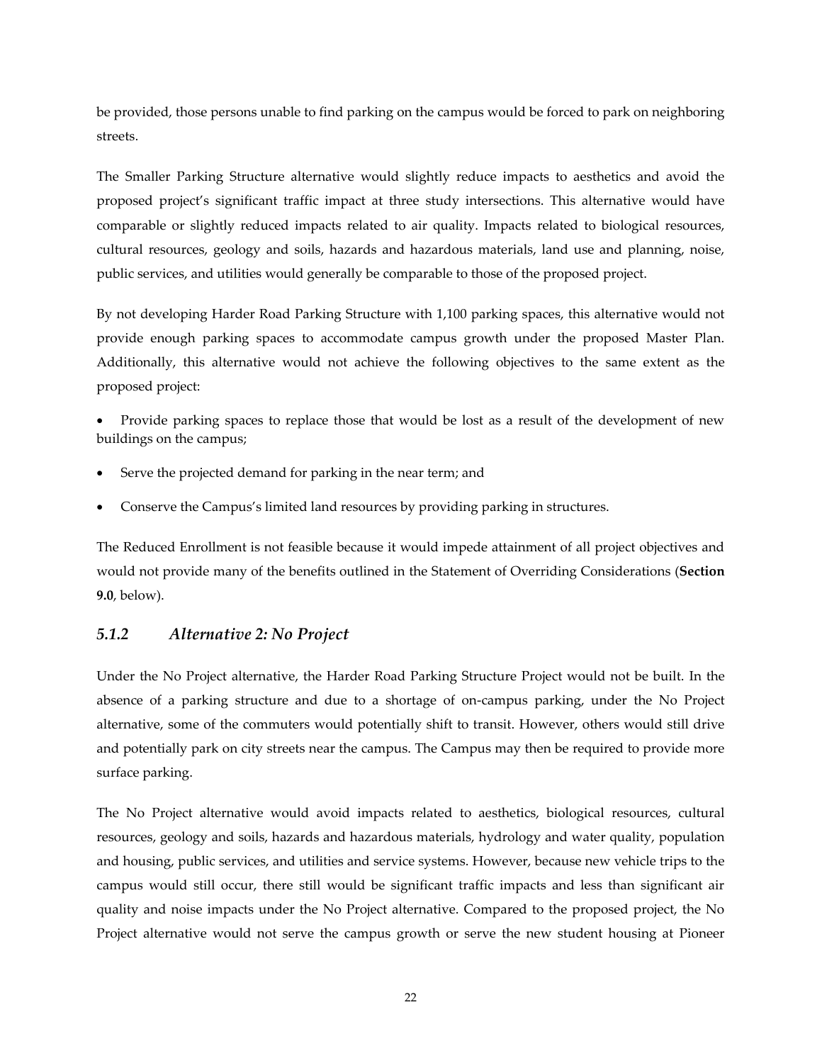be provided, those persons unable to find parking on the campus would be forced to park on neighboring streets.

The Smaller Parking Structure alternative would slightly reduce impacts to aesthetics and avoid the proposed project's significant traffic impact at three study intersections. This alternative would have comparable or slightly reduced impacts related to air quality. Impacts related to biological resources, cultural resources, geology and soils, hazards and hazardous materials, land use and planning, noise, public services, and utilities would generally be comparable to those of the proposed project.

By not developing Harder Road Parking Structure with 1,100 parking spaces, this alternative would not provide enough parking spaces to accommodate campus growth under the proposed Master Plan. Additionally, this alternative would not achieve the following objectives to the same extent as the proposed project:

- Provide parking spaces to replace those that would be lost as a result of the development of new buildings on the campus;
- Serve the projected demand for parking in the near term; and
- Conserve the Campus's limited land resources by providing parking in structures.

The Reduced Enrollment is not feasible because it would impede attainment of all project objectives and would not provide many of the benefits outlined in the Statement of Overriding Considerations (**Section 9.0**, below).

### *5.1.2 Alternative 2: No Project*

Under the No Project alternative, the Harder Road Parking Structure Project would not be built. In the absence of a parking structure and due to a shortage of on-campus parking, under the No Project alternative, some of the commuters would potentially shift to transit. However, others would still drive and potentially park on city streets near the campus. The Campus may then be required to provide more surface parking.

The No Project alternative would avoid impacts related to aesthetics, biological resources, cultural resources, geology and soils, hazards and hazardous materials, hydrology and water quality, population and housing, public services, and utilities and service systems. However, because new vehicle trips to the campus would still occur, there still would be significant traffic impacts and less than significant air quality and noise impacts under the No Project alternative. Compared to the proposed project, the No Project alternative would not serve the campus growth or serve the new student housing at Pioneer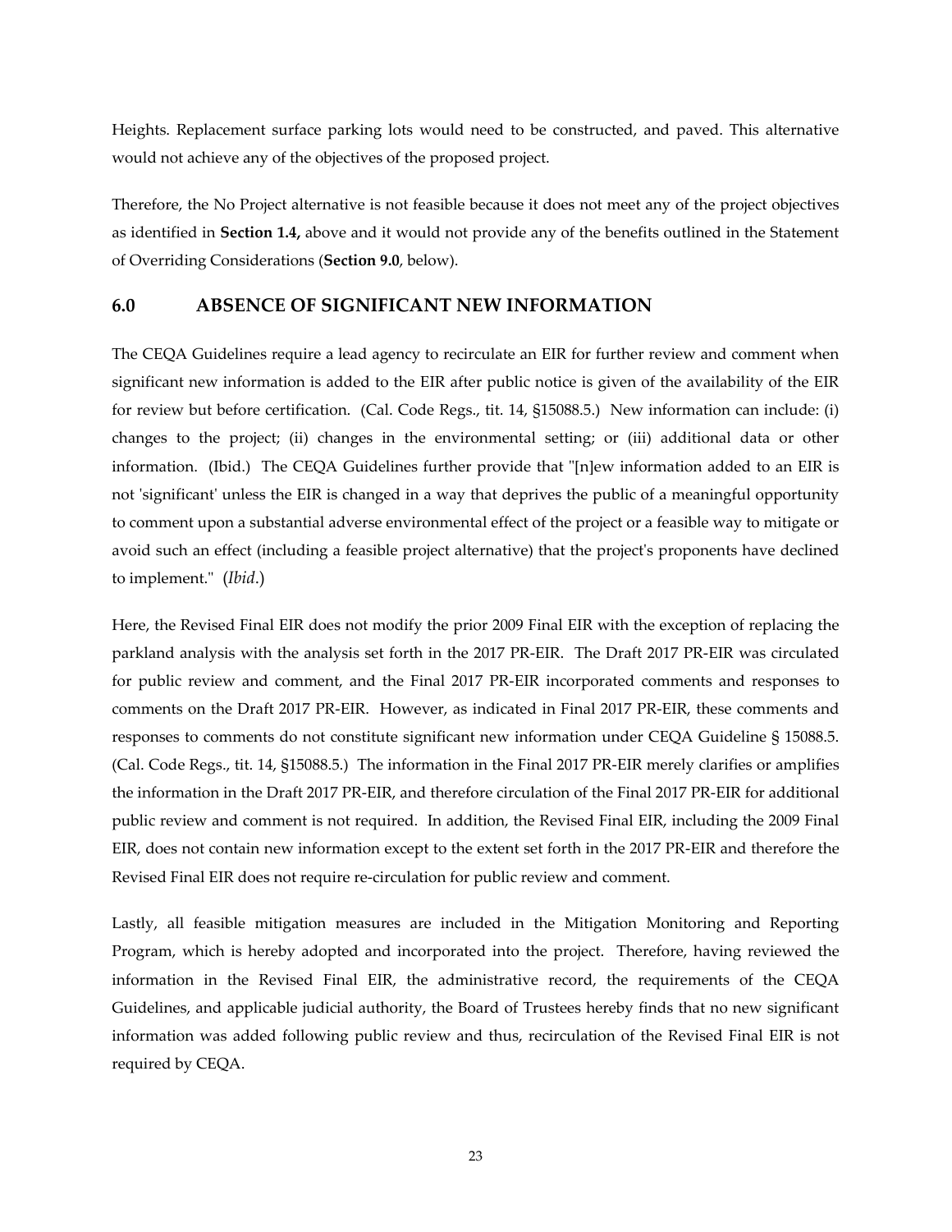Heights. Replacement surface parking lots would need to be constructed, and paved. This alternative would not achieve any of the objectives of the proposed project.

Therefore, the No Project alternative is not feasible because it does not meet any of the project objectives as identified in **Section 1.4,** above and it would not provide any of the benefits outlined in the Statement of Overriding Considerations (**Section 9.0**, below).

## 6.0 ABSENCE OF SIGNIFICANT NEW INFORMATION

The CEQA Guidelines require a lead agency to recirculate an EIR for further review and comment when significant new information is added to the EIR after public notice is given of the availability of the EIR for review but before certification. (Cal. Code Regs., tit. 14, §15088.5.) New information can include: (i) changes to the project; (ii) changes in the environmental setting; or (iii) additional data or other information. (Ibid.) The CEQA Guidelines further provide that "[n]ew information added to an EIR is not 'significant' unless the EIR is changed in a way that deprives the public of a meaningful opportunity to comment upon a substantial adverse environmental effect of the project or a feasible way to mitigate or avoid such an effect (including a feasible project alternative) that the project's proponents have declined to implement." (*Ibid*.)

Here, the Revised Final EIR does not modify the prior 2009 Final EIR with the exception of replacing the parkland analysis with the analysis set forth in the 2017 PR-EIR. The Draft 2017 PR-EIR was circulated for public review and comment, and the Final 2017 PR-EIR incorporated comments and responses to comments on the Draft 2017 PR-EIR. However, as indicated in Final 2017 PR-EIR, these comments and responses to comments do not constitute significant new information under CEQA Guideline § 15088.5. (Cal. Code Regs., tit. 14, §15088.5.) The information in the Final 2017 PR-EIR merely clarifies or amplifies the information in the Draft 2017 PR-EIR, and therefore circulation of the Final 2017 PR-EIR for additional public review and comment is not required. In addition, the Revised Final EIR, including the 2009 Final EIR, does not contain new information except to the extent set forth in the 2017 PR-EIR and therefore the Revised Final EIR does not require re-circulation for public review and comment.

Lastly, all feasible mitigation measures are included in the Mitigation Monitoring and Reporting Program, which is hereby adopted and incorporated into the project. Therefore, having reviewed the information in the Revised Final EIR, the administrative record, the requirements of the CEQA Guidelines, and applicable judicial authority, the Board of Trustees hereby finds that no new significant information was added following public review and thus, recirculation of the Revised Final EIR is not required by CEQA.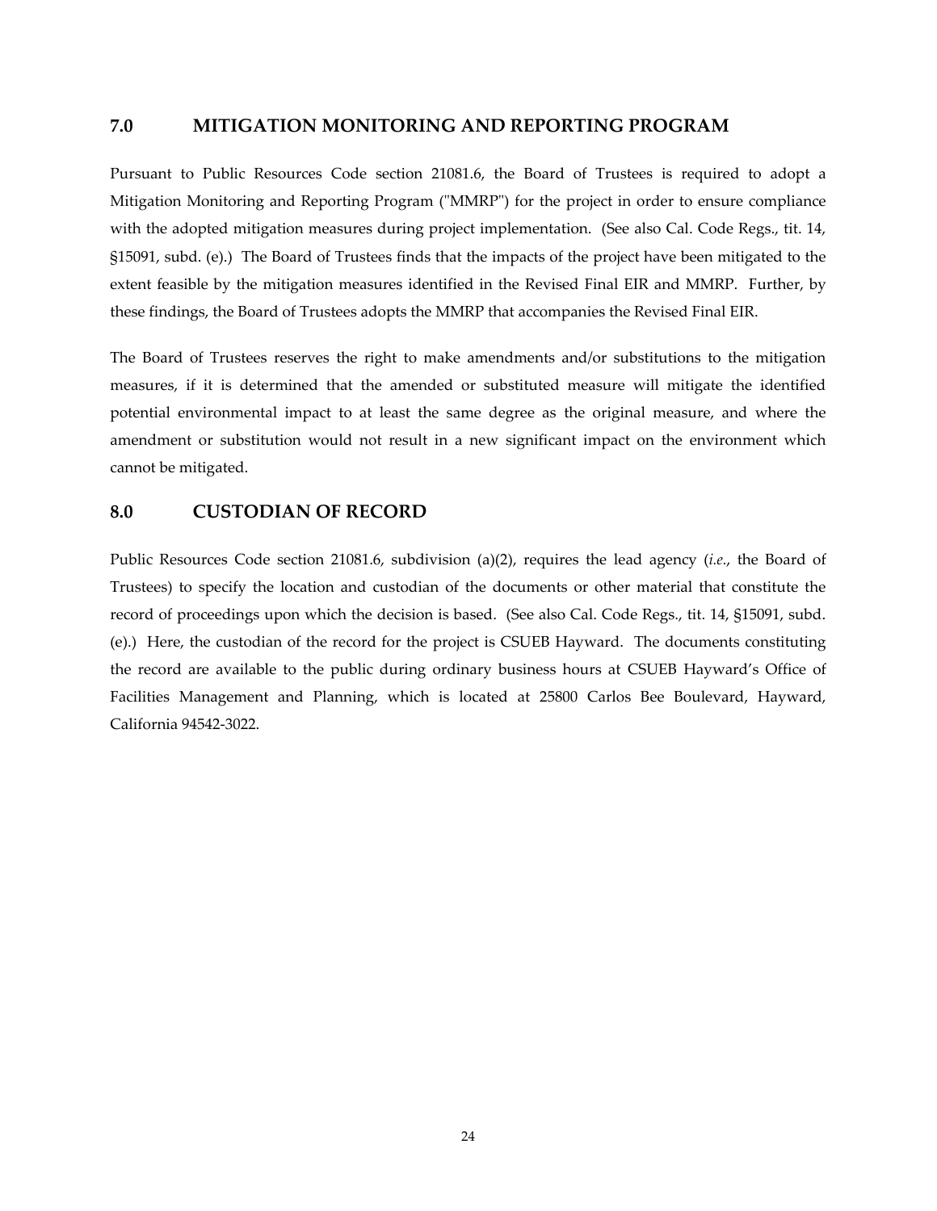## 7.0 MITIGATION MONITORING AND REPORTING PROGRAM

Pursuant to Public Resources Code section 21081.6, the Board of Trustees is required to adopt a Mitigation Monitoring and Reporting Program ("MMRP") for the project in order to ensure compliance with the adopted mitigation measures during project implementation. (See also Cal. Code Regs., tit. 14, §15091, subd. (e).) The Board of Trustees finds that the impacts of the project have been mitigated to the extent feasible by the mitigation measures identified in the Revised Final EIR and MMRP. Further, by these findings, the Board of Trustees adopts the MMRP that accompanies the Revised Final EIR.

The Board of Trustees reserves the right to make amendments and/or substitutions to the mitigation measures, if it is determined that the amended or substituted measure will mitigate the identified potential environmental impact to at least the same degree as the original measure, and where the amendment or substitution would not result in a new significant impact on the environment which cannot be mitigated.

## 8.0 CUSTODIAN OF RECORD

Public Resources Code section 21081.6, subdivision (a)(2), requires the lead agency (*i.e.*, the Board of Trustees) to specify the location and custodian of the documents or other material that constitute the record of proceedings upon which the decision is based. (See also Cal. Code Regs., tit. 14, §15091, subd. (e).) Here, the custodian of the record for the project is CSUEB Hayward. The documents constituting the record are available to the public during ordinary business hours at CSUEB Hayward's Office of Facilities Management and Planning, which is located at 25800 Carlos Bee Boulevard, Hayward, California 94542-3022.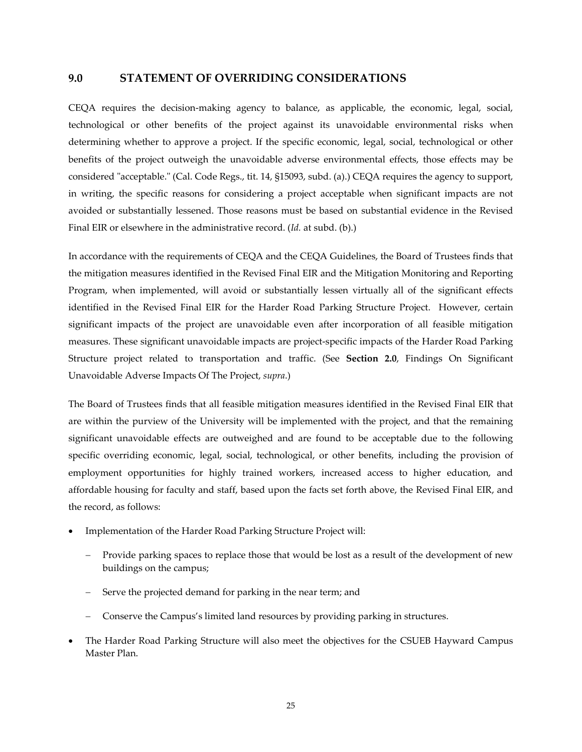## 9.0 STATEMENT OF OVERRIDING CONSIDERATIONS

CEQA requires the decision-making agency to balance, as applicable, the economic, legal, social, technological or other benefits of the project against its unavoidable environmental risks when determining whether to approve a project. If the specific economic, legal, social, technological or other benefits of the project outweigh the unavoidable adverse environmental effects, those effects may be considered "acceptable." (Cal. Code Regs., tit. 14, §15093, subd. (a).) CEQA requires the agency to support, in writing, the specific reasons for considering a project acceptable when significant impacts are not avoided or substantially lessened. Those reasons must be based on substantial evidence in the Revised Final EIR or elsewhere in the administrative record. (*Id.* at subd. (b).)

In accordance with the requirements of CEQA and the CEQA Guidelines, the Board of Trustees finds that the mitigation measures identified in the Revised Final EIR and the Mitigation Monitoring and Reporting Program, when implemented, will avoid or substantially lessen virtually all of the significant effects identified in the Revised Final EIR for the Harder Road Parking Structure Project. However, certain significant impacts of the project are unavoidable even after incorporation of all feasible mitigation measures. These significant unavoidable impacts are project-specific impacts of the Harder Road Parking Structure project related to transportation and traffic. (See **Section 2.0**, Findings On Significant Unavoidable Adverse Impacts Of The Project, *supra*.)

The Board of Trustees finds that all feasible mitigation measures identified in the Revised Final EIR that are within the purview of the University will be implemented with the project, and that the remaining significant unavoidable effects are outweighed and are found to be acceptable due to the following specific overriding economic, legal, social, technological, or other benefits, including the provision of employment opportunities for highly trained workers, increased access to higher education, and affordable housing for faculty and staff, based upon the facts set forth above, the Revised Final EIR, and the record, as follows:

- Implementation of the Harder Road Parking Structure Project will:
  - Provide parking spaces to replace those that would be lost as a result of the development of new buildings on the campus;
  - Serve the projected demand for parking in the near term; and
  - Conserve the Campus's limited land resources by providing parking in structures.
- The Harder Road Parking Structure will also meet the objectives for the CSUEB Hayward Campus Master Plan.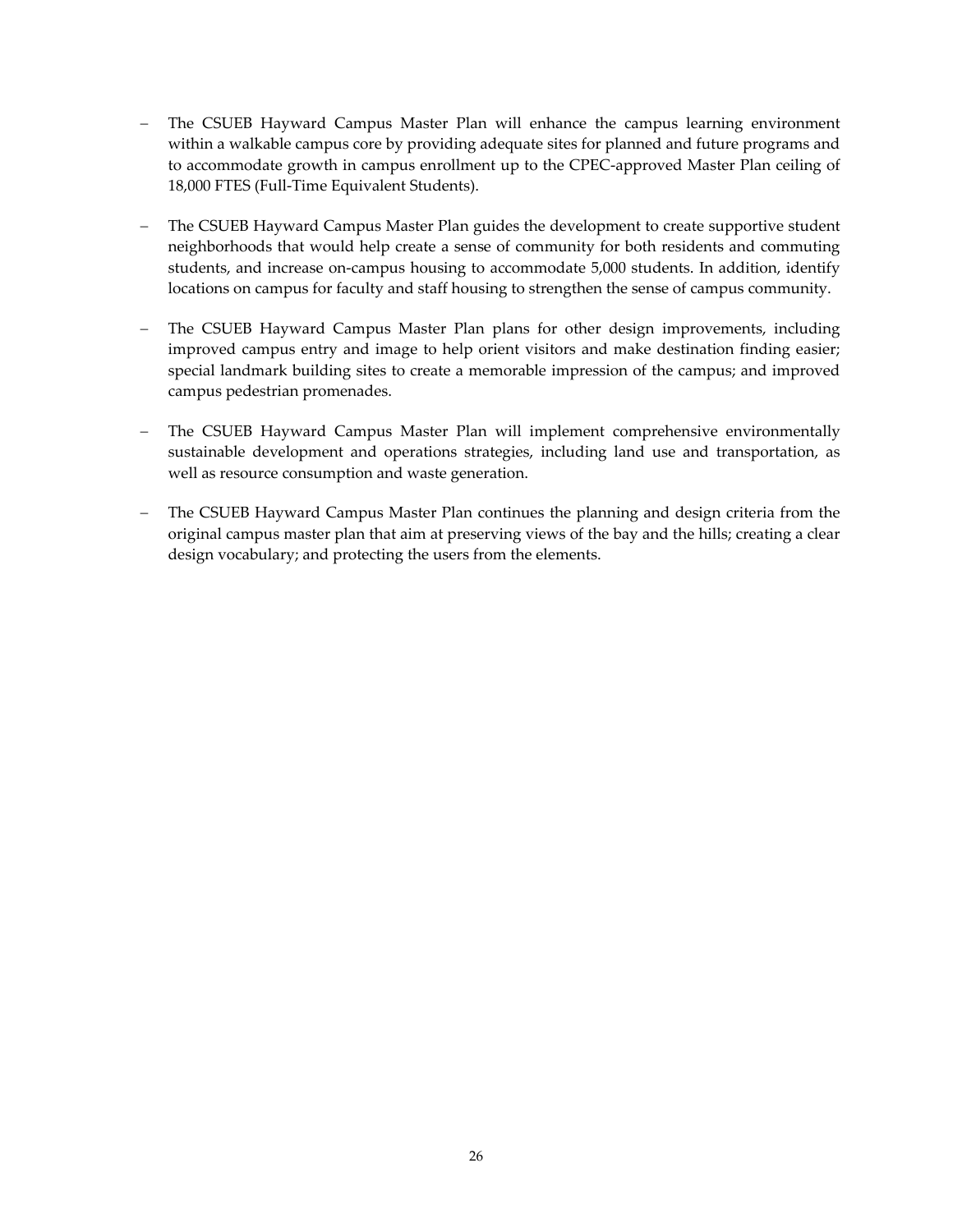- The CSUEB Hayward Campus Master Plan will enhance the campus learning environment within a walkable campus core by providing adequate sites for planned and future programs and to accommodate growth in campus enrollment up to the CPEC-approved Master Plan ceiling of 18,000 FTES (Full-Time Equivalent Students).

- The CSUEB Hayward Campus Master Plan guides the development to create supportive student neighborhoods that would help create a sense of community for both residents and commuting students, and increase on-campus housing to accommodate 5,000 students. In addition, identify locations on campus for faculty and staff housing to strengthen the sense of campus community.

- The CSUEB Hayward Campus Master Plan plans for other design improvements, including improved campus entry and image to help orient visitors and make destination finding easier; special landmark building sites to create a memorable impression of the campus; and improved campus pedestrian promenades.

- The CSUEB Hayward Campus Master Plan will implement comprehensive environmentally sustainable development and operations strategies, including land use and transportation, as well as resource consumption and waste generation.

- The CSUEB Hayward Campus Master Plan continues the planning and design criteria from the original campus master plan that aim at preserving views of the bay and the hills; creating a clear design vocabulary; and protecting the users from the elements.